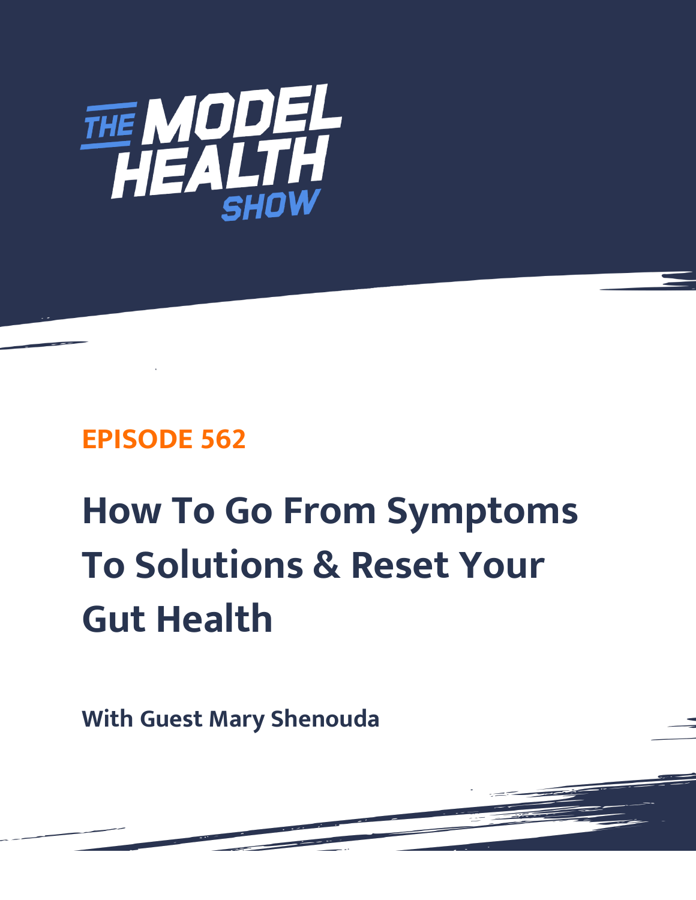# THE MODEL HEALTH SHOW

## EPISODE 562

# How To Go From Symptoms To Solutions & Reset Your Gut Health

**With Guest Mary Shenouda**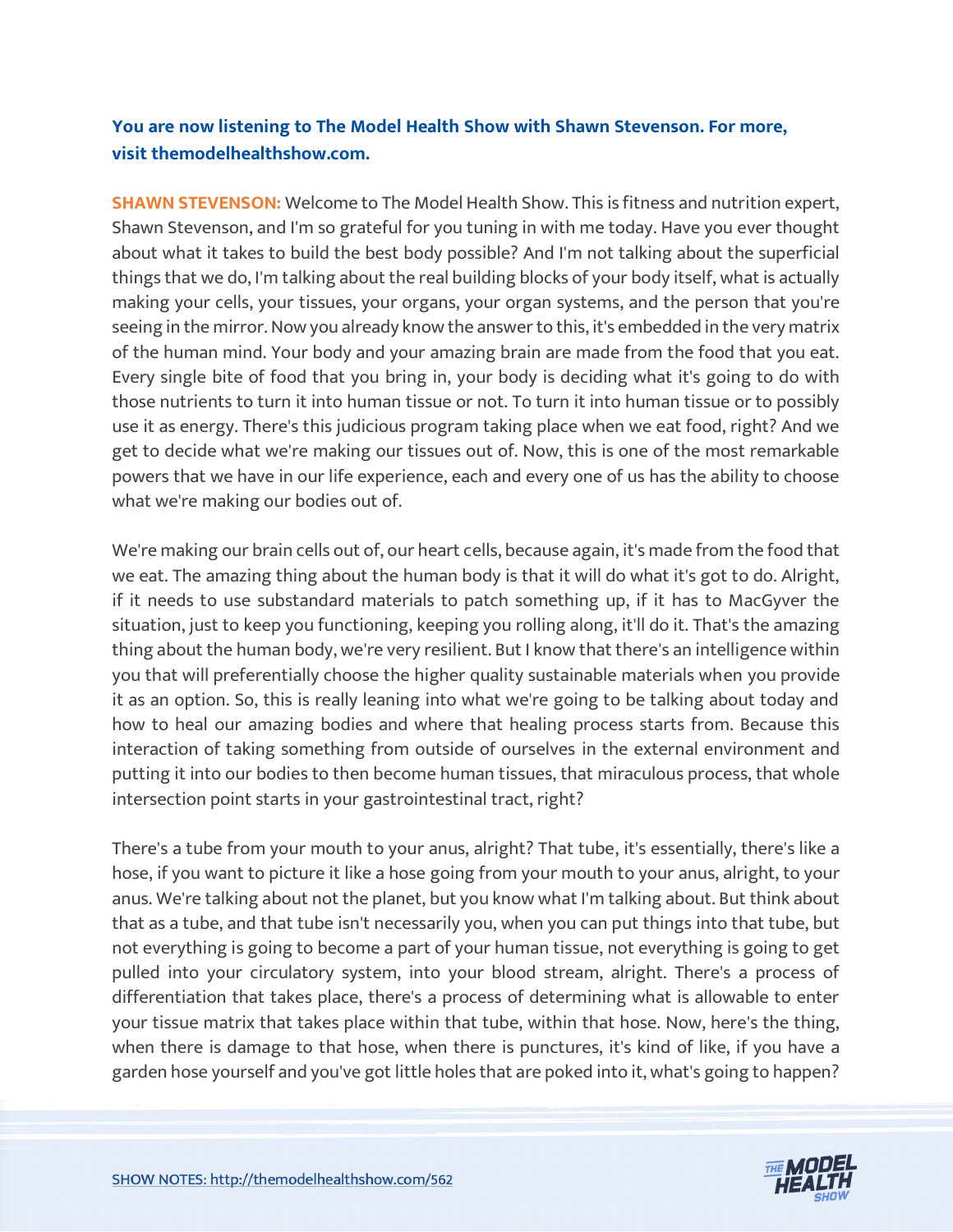**You are now listening to The Model Health Show with Shawn Stevenson. For more, visit themodelhealthshow.com.**

**SHAWN STEVENSON:** Welcome to The Model Health Show. This is fitness and nutrition expert, Shawn Stevenson, and I'm so grateful for you tuning in with me today. Have you ever thought about what it takes to build the best body possible? And I'm not talking about the superficial things that we do, I'm talking about the real building blocks of your body itself, what is actually making your cells, your tissues, your organs, your organ systems, and the person that you're seeing in the mirror. Now you already know the answer to this, it's embedded in the very matrix of the human mind. Your body and your amazing brain are made from the food that you eat. Every single bite of food that you bring in, your body is deciding what it's going to do with those nutrients to turn it into human tissue or not. To turn it into human tissue or to possibly use it as energy. There's this judicious program taking place when we eat food, right? And we get to decide what we're making our tissues out of. Now, this is one of the most remarkable powers that we have in our life experience, each and every one of us has the ability to choose what we're making our bodies out of.

We're making our brain cells out of, our heart cells, because again, it's made from the food that we eat. The amazing thing about the human body is that it will do what it's got to do. Alright, if it needs to use substandard materials to patch something up, if it has to MacGyver the situation, just to keep you functioning, keeping you rolling along, it'll do it. That's the amazing thing about the human body, we're very resilient. But I know that there's an intelligence within you that will preferentially choose the higher quality sustainable materials when you provide it as an option. So, this is really leaning into what we're going to be talking about today and how to heal our amazing bodies and where that healing process starts from. Because this interaction of taking something from outside of ourselves in the external environment and putting it into our bodies to then become human tissues, that miraculous process, that whole intersection point starts in your gastrointestinal tract, right?

There's a tube from your mouth to your anus, alright? That tube, it's essentially, there's like a hose, if you want to picture it like a hose going from your mouth to your anus, alright, to your anus. We're talking about not the planet, but you know what I'm talking about. But think about that as a tube, and that tube isn't necessarily you, when you can put things into that tube, but not everything is going to become a part of your human tissue, not everything is going to get pulled into your circulatory system, into your blood stream, alright. There's a process of differentiation that takes place, there's a process of determining what is allowable to enter your tissue matrix that takes place within that tube, within that hose. Now, here's the thing, when there is damage to that hose, when there is punctures, it's kind of like, if you have a garden hose yourself and you've got little holes that are poked into it, what's going to happen?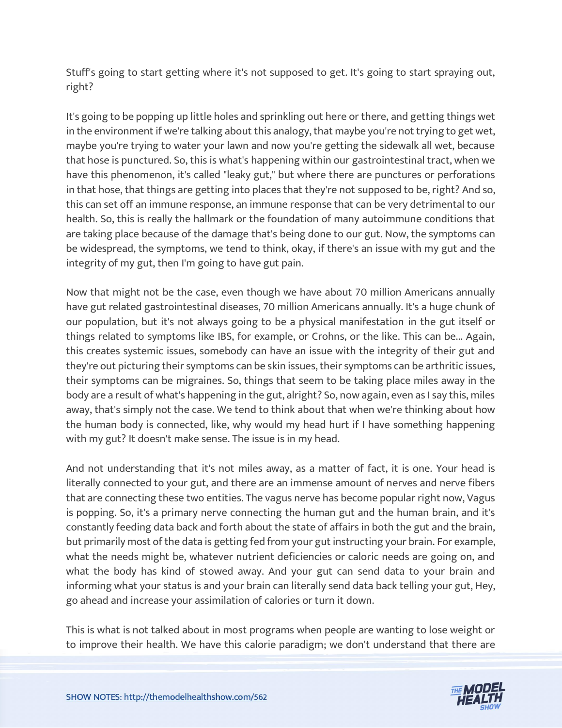Stuff's going to start getting where it's not supposed to get. It's going to start spraying out, right?

It's going to be popping up little holes and sprinkling out here or there, and getting things wet in the environment if we're talking about this analogy, that maybe you're not trying to get wet, maybe you're trying to water your lawn and now you're getting the sidewalk all wet, because that hose is punctured. So, this is what's happening within our gastrointestinal tract, when we have this phenomenon, it's called "leaky gut," but where there are punctures or perforations in that hose, that things are getting into places that they're not supposed to be, right? And so, this can set off an immune response, an immune response that can be very detrimental to our health. So, this is really the hallmark or the foundation of many autoimmune conditions that are taking place because of the damage that's being done to our gut. Now, the symptoms can be widespread, the symptoms, we tend to think, okay, if there's an issue with my gut and the integrity of my gut, then I'm going to have gut pain.

Now that might not be the case, even though we have about 70 million Americans annually have gut related gastrointestinal diseases, 70 million Americans annually. It's a huge chunk of our population, but it's not always going to be a physical manifestation in the gut itself or things related to symptoms like IBS, for example, or Crohns, or the like. This can be... Again, this creates systemic issues, somebody can have an issue with the integrity of their gut and they're out picturing their symptoms can be skin issues, their symptoms can be arthritic issues, their symptoms can be migraines. So, things that seem to be taking place miles away in the body are a result of what's happening in the gut, alright? So, now again, even as I say this, miles away, that's simply not the case. We tend to think about that when we're thinking about how the human body is connected, like, why would my head hurt if I have something happening with my gut? It doesn't make sense. The issue is in my head.

And not understanding that it's not miles away, as a matter of fact, it is one. Your head is literally connected to your gut, and there are an immense amount of nerves and nerve fibers that are connecting these two entities. The vagus nerve has become popular right now, Vagus is popping. So, it's a primary nerve connecting the human gut and the human brain, and it's constantly feeding data back and forth about the state of affairs in both the gut and the brain, but primarily most of the data is getting fed from your gut instructing your brain. For example, what the needs might be, whatever nutrient deficiencies or caloric needs are going on, and what the body has kind of stowed away. And your gut can send data to your brain and informing what your status is and your brain can literally send data back telling your gut, Hey, go ahead and increase your assimilation of calories or turn it down.

This is what is not talked about in most programs when people are wanting to lose weight or to improve their health. We have this calorie paradigm; we don't understand that there are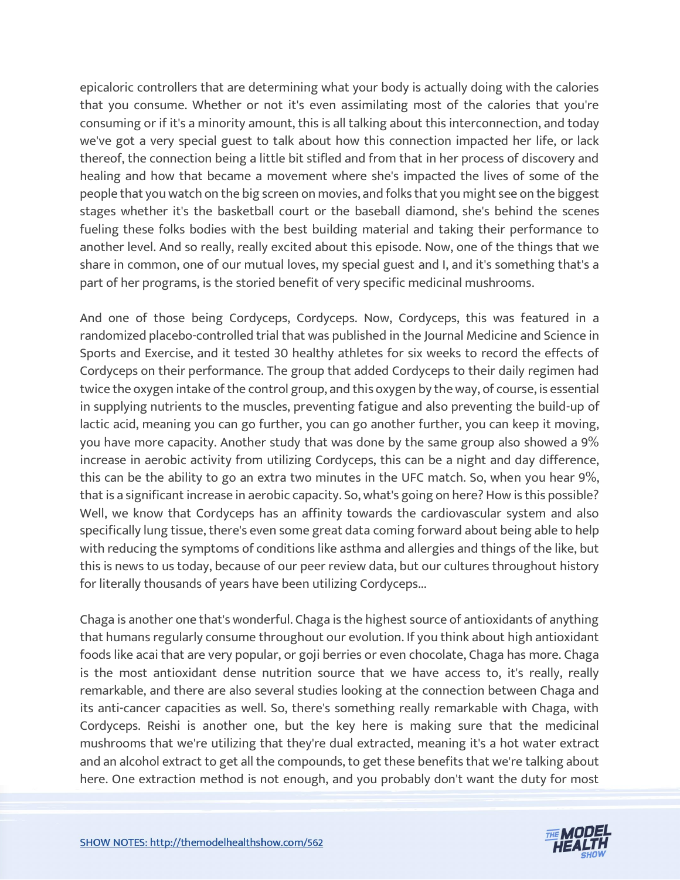epicaloric controllers that are determining what your body is actually doing with the calories that you consume. Whether or not it's even assimilating most of the calories that you're consuming or if it's a minority amount, this is all talking about this interconnection, and today we've got a very special guest to talk about how this connection impacted her life, or lack thereof, the connection being a little bit stifled and from that in her process of discovery and healing and how that became a movement where she's impacted the lives of some of the people that you watch on the big screen on movies, and folks that you might see on the biggest stages whether it's the basketball court or the baseball diamond, she's behind the scenes fueling these folks bodies with the best building material and taking their performance to another level. And so really, really excited about this episode. Now, one of the things that we share in common, one of our mutual loves, my special guest and I, and it's something that's a part of her programs, is the storied benefit of very specific medicinal mushrooms.

And one of those being Cordyceps, Cordyceps. Now, Cordyceps, this was featured in a randomized placebo-controlled trial that was published in the Journal Medicine and Science in Sports and Exercise, and it tested 30 healthy athletes for six weeks to record the effects of Cordyceps on their performance. The group that added Cordyceps to their daily regimen had twice the oxygen intake of the control group, and this oxygen by the way, of course, is essential in supplying nutrients to the muscles, preventing fatigue and also preventing the build-up of lactic acid, meaning you can go further, you can go another further, you can keep it moving, you have more capacity. Another study that was done by the same group also showed a 9% increase in aerobic activity from utilizing Cordyceps, this can be a night and day difference, this can be the ability to go an extra two minutes in the UFC match. So, when you hear 9%, that is a significant increase in aerobic capacity. So, what's going on here? How is this possible? Well, we know that Cordyceps has an affinity towards the cardiovascular system and also specifically lung tissue, there's even some great data coming forward about being able to help with reducing the symptoms of conditions like asthma and allergies and things of the like, but this is news to us today, because of our peer review data, but our cultures throughout history for literally thousands of years have been utilizing Cordyceps...

Chaga is another one that's wonderful. Chaga is the highest source of antioxidants of anything that humans regularly consume throughout our evolution. If you think about high antioxidant foods like acai that are very popular, or goji berries or even chocolate, Chaga has more. Chaga is the most antioxidant dense nutrition source that we have access to, it's really, really remarkable, and there are also several studies looking at the connection between Chaga and its anti-cancer capacities as well. So, there's something really remarkable with Chaga, with Cordyceps. Reishi is another one, but the key here is making sure that the medicinal mushrooms that we're utilizing that they're dual extracted, meaning it's a hot water extract and an alcohol extract to get all the compounds, to get these benefits that we're talking about here. One extraction method is not enough, and you probably don't want the duty for most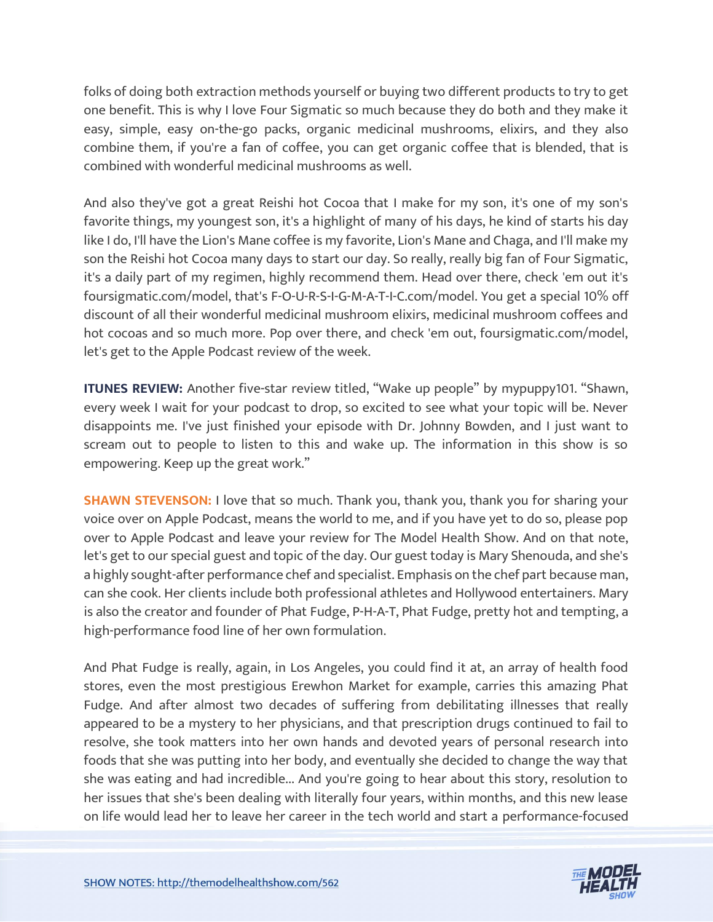folks of doing both extraction methods yourself or buying two different products to try to get one benefit. This is why I love Four Sigmatic so much because they do both and they make it easy, simple, easy on-the-go packs, organic medicinal mushrooms, elixirs, and they also combine them, if you're a fan of coffee, you can get organic coffee that is blended, that is combined with wonderful medicinal mushrooms as well.

And also they've got a great Reishi hot Cocoa that I make for my son, it's one of my son's favorite things, my youngest son, it's a highlight of many of his days, he kind of starts his day like I do, I'll have the Lion's Mane coffee is my favorite, Lion's Mane and Chaga, and I'll make my son the Reishi hot Cocoa many days to start our day. So really, really big fan of Four Sigmatic, it's a daily part of my regimen, highly recommend them. Head over there, check 'em out it's foursigmatic.com/model, that's F-O-U-R-S-I-G-M-A-T-I-C.com/model. You get a special 10% off discount of all their wonderful medicinal mushroom elixirs, medicinal mushroom coffees and hot cocoas and so much more. Pop over there, and check 'em out, foursigmatic.com/model, let's get to the Apple Podcast review of the week.

**ITUNES REVIEW:** Another five-star review titled, "Wake up people" by mypuppy101. "Shawn, every week I wait for your podcast to drop, so excited to see what your topic will be. Never disappoints me. I've just finished your episode with Dr. Johnny Bowden, and I just want to scream out to people to listen to this and wake up. The information in this show is so empowering. Keep up the great work."

**SHAWN STEVENSON:** I love that so much. Thank you, thank you, thank you for sharing your voice over on Apple Podcast, means the world to me, and if you have yet to do so, please pop over to Apple Podcast and leave your review for The Model Health Show. And on that note, let's get to our special guest and topic of the day. Our guest today is Mary Shenouda, and she's a highly sought-after performance chef and specialist. Emphasis on the chef part because man, can she cook. Her clients include both professional athletes and Hollywood entertainers. Mary is also the creator and founder of Phat Fudge, P-H-A-T, Phat Fudge, pretty hot and tempting, a high-performance food line of her own formulation.

And Phat Fudge is really, again, in Los Angeles, you could find it at, an array of health food stores, even the most prestigious Erewhon Market for example, carries this amazing Phat Fudge. And after almost two decades of suffering from debilitating illnesses that really appeared to be a mystery to her physicians, and that prescription drugs continued to fail to resolve, she took matters into her own hands and devoted years of personal research into foods that she was putting into her body, and eventually she decided to change the way that she was eating and had incredible... And you're going to hear about this story, resolution to her issues that she's been dealing with literally four years, within months, and this new lease on life would lead her to leave her career in the tech world and start a performance-focused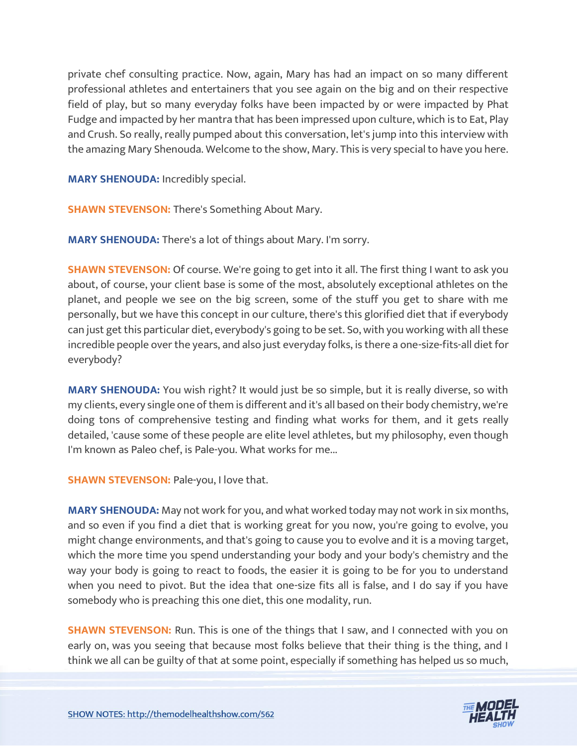private chef consulting practice. Now, again, Mary has had an impact on so many different professional athletes and entertainers that you see again on the big and on their respective field of play, but so many everyday folks have been impacted by or were impacted by Phat Fudge and impacted by her mantra that has been impressed upon culture, which is to Eat, Play and Crush. So really, really pumped about this conversation, let's jump into this interview with the amazing Mary Shenouda. Welcome to the show, Mary. This is very special to have you here.

**MARY SHENOUDA:** Incredibly special.

**SHAWN STEVENSON:** There's Something About Mary.

**MARY SHENOUDA:** There's a lot of things about Mary. I'm sorry.

**SHAWN STEVENSON:** Of course. We're going to get into it all. The first thing I want to ask you about, of course, your client base is some of the most, absolutely exceptional athletes on the planet, and people we see on the big screen, some of the stuff you get to share with me personally, but we have this concept in our culture, there's this glorified diet that if everybody can just get this particular diet, everybody's going to be set. So, with you working with all these incredible people over the years, and also just everyday folks, is there a one-size-fits-all diet for everybody?

**MARY SHENOUDA:** You wish right? It would just be so simple, but it is really diverse, so with my clients, every single one of them is different and it's all based on their body chemistry, we're doing tons of comprehensive testing and finding what works for them, and it gets really detailed, 'cause some of these people are elite level athletes, but my philosophy, even though I'm known as Paleo chef, is Pale-you. What works for me...

**SHAWN STEVENSON:** Pale-you, I love that.

**MARY SHENOUDA:** May not work for you, and what worked today may not work in six months, and so even if you find a diet that is working great for you now, you're going to evolve, you might change environments, and that's going to cause you to evolve and it is a moving target, which the more time you spend understanding your body and your body's chemistry and the way your body is going to react to foods, the easier it is going to be for you to understand when you need to pivot. But the idea that one-size fits all is false, and I do say if you have somebody who is preaching this one diet, this one modality, run.

**SHAWN STEVENSON:** Run. This is one of the things that I saw, and I connected with you on early on, was you seeing that because most folks believe that their thing is the thing, and I think we all can be guilty of that at some point, especially if something has helped us so much,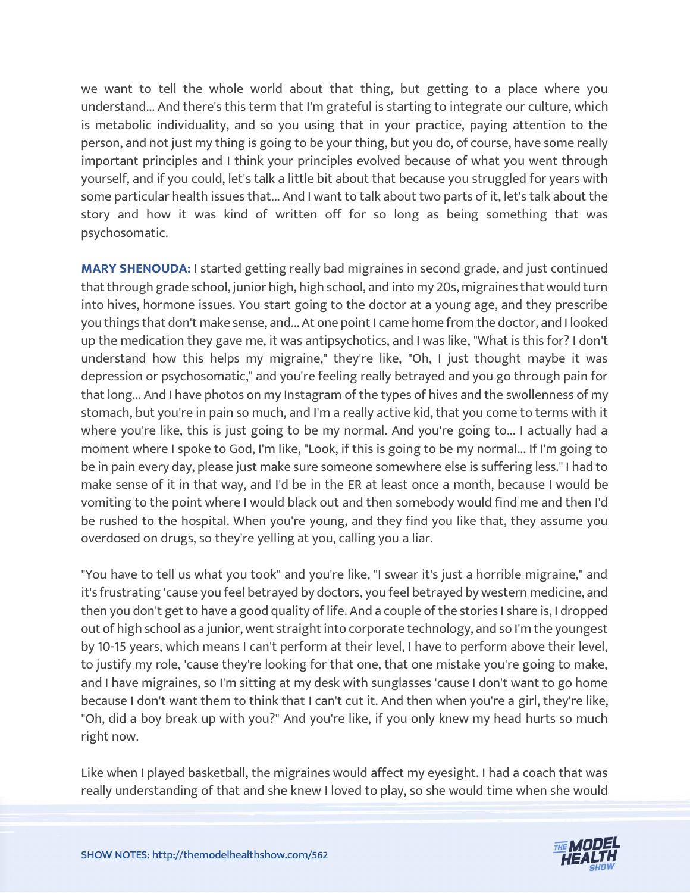we want to tell the whole world about that thing, but getting to a place where you understand... And there's this term that I'm grateful is starting to integrate our culture, which is metabolic individuality, and so you using that in your practice, paying attention to the person, and not just my thing is going to be your thing, but you do, of course, have some really important principles and I think your principles evolved because of what you went through yourself, and if you could, let's talk a little bit about that because you struggled for years with some particular health issues that... And I want to talk about two parts of it, let's talk about the story and how it was kind of written off for so long as being something that was psychosomatic.

**MARY SHENOUDA:** I started getting really bad migraines in second grade, and just continued that through grade school, junior high, high school, and into my 20s, migraines that would turn into hives, hormone issues. You start going to the doctor at a young age, and they prescribe you things that don't make sense, and... At one point I came home from the doctor, and I looked up the medication they gave me, it was antipsychotics, and I was like, "What is this for? I don't understand how this helps my migraine," they're like, "Oh, I just thought maybe it was depression or psychosomatic," and you're feeling really betrayed and you go through pain for that long... And I have photos on my Instagram of the types of hives and the swollenness of my stomach, but you're in pain so much, and I'm a really active kid, that you come to terms with it where you're like, this is just going to be my normal. And you're going to... I actually had a moment where I spoke to God, I'm like, "Look, if this is going to be my normal... If I'm going to be in pain every day, please just make sure someone somewhere else is suffering less." I had to make sense of it in that way, and I'd be in the ER at least once a month, because I would be vomiting to the point where I would black out and then somebody would find me and then I'd be rushed to the hospital. When you're young, and they find you like that, they assume you overdosed on drugs, so they're yelling at you, calling you a liar.

"You have to tell us what you took" and you're like, "I swear it's just a horrible migraine," and it's frustrating 'cause you feel betrayed by doctors, you feel betrayed by western medicine, and then you don't get to have a good quality of life. And a couple of the stories I share is, I dropped out of high school as a junior, went straight into corporate technology, and so I'm the youngest by 10-15 years, which means I can't perform at their level, I have to perform above their level, to justify my role, 'cause they're looking for that one, that one mistake you're going to make, and I have migraines, so I'm sitting at my desk with sunglasses 'cause I don't want to go home because I don't want them to think that I can't cut it. And then when you're a girl, they're like, "Oh, did a boy break up with you?" And you're like, if you only knew my head hurts so much right now.

Like when I played basketball, the migraines would affect my eyesight. I had a coach that was really understanding of that and she knew I loved to play, so she would time when she would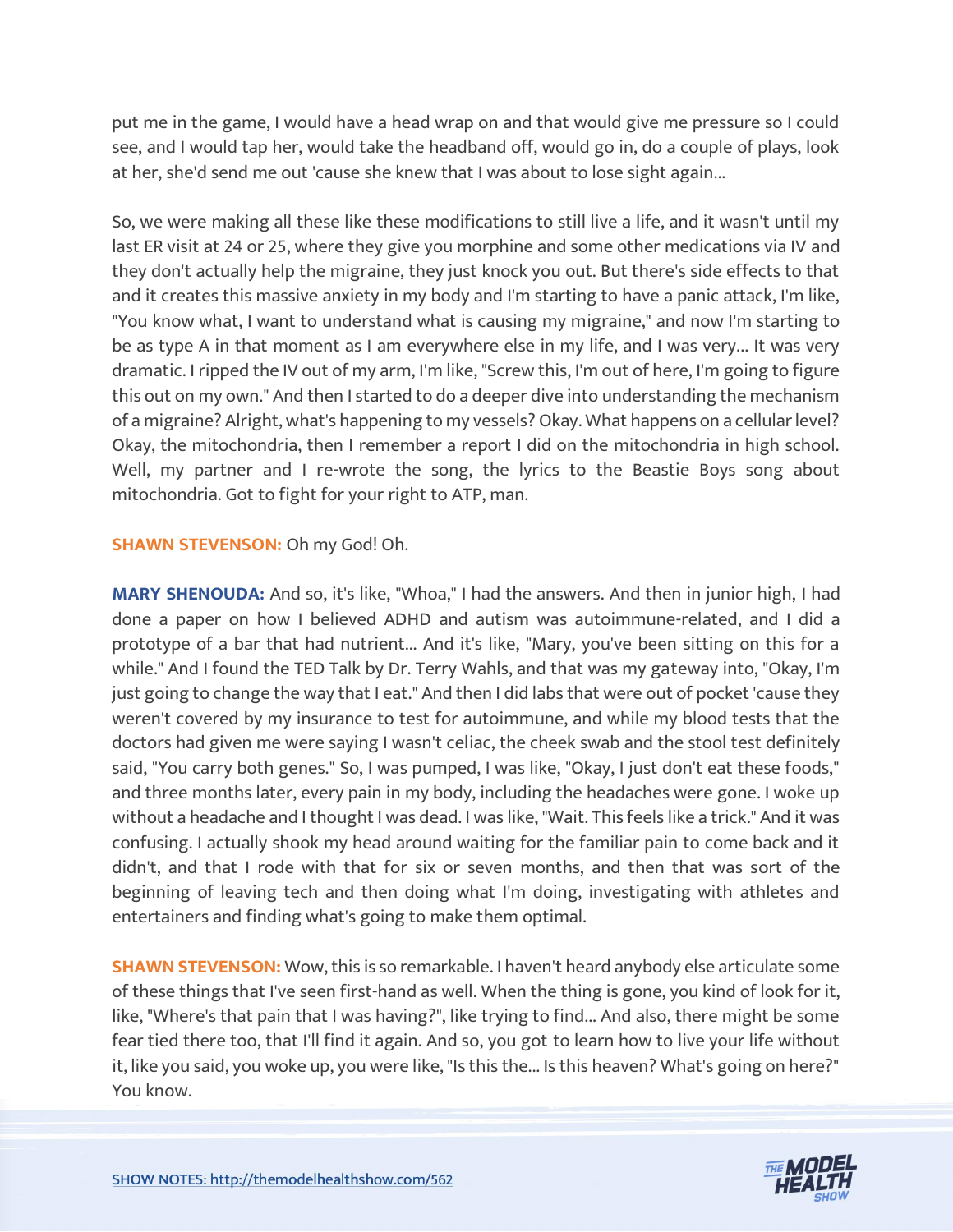put me in the game, I would have a head wrap on and that would give me pressure so I could see, and I would tap her, would take the headband off, would go in, do a couple of plays, look at her, she'd send me out 'cause she knew that I was about to lose sight again...

So, we were making all these like these modifications to still live a life, and it wasn't until my last ER visit at 24 or 25, where they give you morphine and some other medications via IV and they don't actually help the migraine, they just knock you out. But there's side effects to that and it creates this massive anxiety in my body and I'm starting to have a panic attack, I'm like, "You know what, I want to understand what is causing my migraine," and now I'm starting to be as type A in that moment as I am everywhere else in my life, and I was very... It was very dramatic. I ripped the IV out of my arm, I'm like, "Screw this, I'm out of here, I'm going to figure this out on my own." And then I started to do a deeper dive into understanding the mechanism of a migraine? Alright, what's happening to my vessels? Okay. What happens on a cellular level? Okay, the mitochondria, then I remember a report I did on the mitochondria in high school. Well, my partner and I re-wrote the song, the lyrics to the Beastie Boys song about mitochondria. Got to fight for your right to ATP, man.

**SHAWN STEVENSON:** Oh my God! Oh.

**MARY SHENOUDA:** And so, it's like, "Whoa," I had the answers. And then in junior high, I had done a paper on how I believed ADHD and autism was autoimmune-related, and I did a prototype of a bar that had nutrient... And it's like, "Mary, you've been sitting on this for a while." And I found the TED Talk by Dr. Terry Wahls, and that was my gateway into, "Okay, I'm just going to change the way that I eat." And then I did labs that were out of pocket 'cause they weren't covered by my insurance to test for autoimmune, and while my blood tests that the doctors had given me were saying I wasn't celiac, the cheek swab and the stool test definitely said, "You carry both genes." So, I was pumped, I was like, "Okay, I just don't eat these foods," and three months later, every pain in my body, including the headaches were gone. I woke up without a headache and I thought I was dead. I was like, "Wait. This feels like a trick." And it was confusing. I actually shook my head around waiting for the familiar pain to come back and it didn't, and that I rode with that for six or seven months, and then that was sort of the beginning of leaving tech and then doing what I'm doing, investigating with athletes and entertainers and finding what's going to make them optimal.

**SHAWN STEVENSON:** Wow, this is so remarkable. I haven't heard anybody else articulate some of these things that I've seen first-hand as well. When the thing is gone, you kind of look for it, like, "Where's that pain that I was having?", like trying to find... And also, there might be some fear tied there too, that I'll find it again. And so, you got to learn how to live your life without it, like you said, you woke up, you were like, "Is this the... Is this heaven? What's going on here?" You know.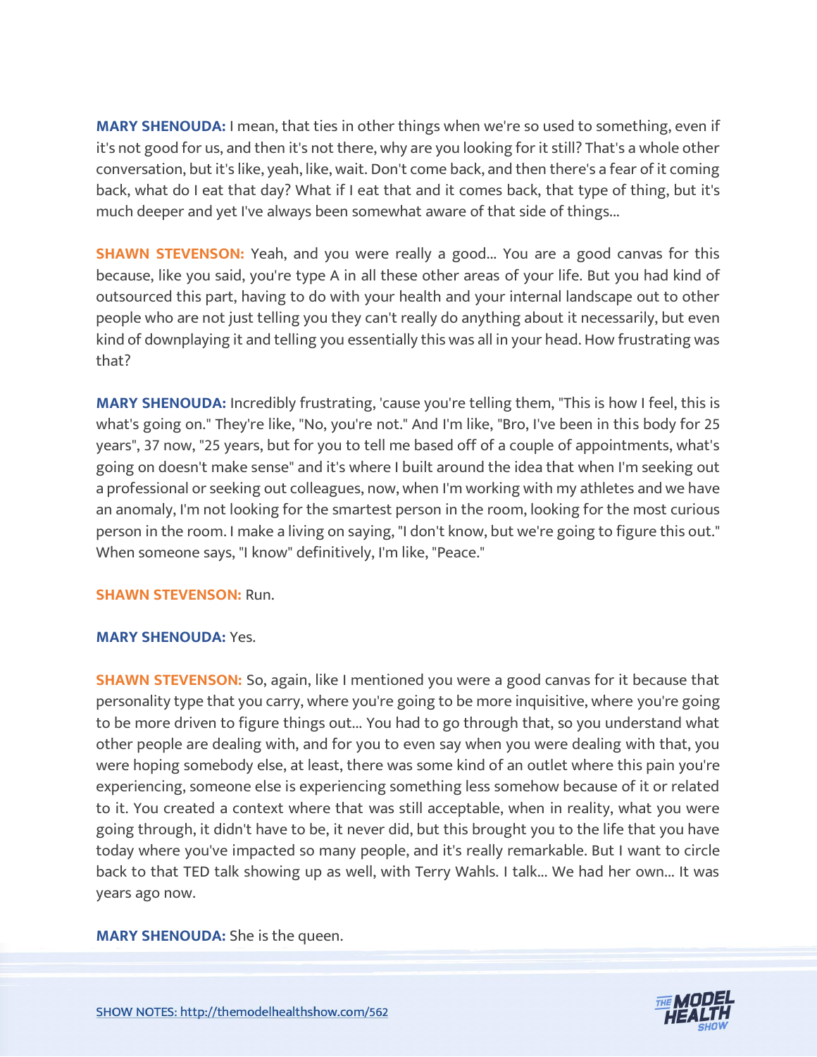**MARY SHENOUDA:** I mean, that ties in other things when we're so used to something, even if it's not good for us, and then it's not there, why are you looking for it still? That's a whole other conversation, but it's like, yeah, like, wait. Don't come back, and then there's a fear of it coming back, what do I eat that day? What if I eat that and it comes back, that type of thing, but it's much deeper and yet I've always been somewhat aware of that side of things...

**SHAWN STEVENSON:** Yeah, and you were really a good... You are a good canvas for this because, like you said, you're type A in all these other areas of your life. But you had kind of outsourced this part, having to do with your health and your internal landscape out to other people who are not just telling you they can't really do anything about it necessarily, but even kind of downplaying it and telling you essentially this was all in your head. How frustrating was that?

**MARY SHENOUDA:** Incredibly frustrating, 'cause you're telling them, "This is how I feel, this is what's going on." They're like, "No, you're not." And I'm like, "Bro, I've been in this body for 25 years", 37 now, "25 years, but for you to tell me based off of a couple of appointments, what's going on doesn't make sense" and it's where I built around the idea that when I'm seeking out a professional or seeking out colleagues, now, when I'm working with my athletes and we have an anomaly, I'm not looking for the smartest person in the room, looking for the most curious person in the room. I make a living on saying, "I don't know, but we're going to figure this out." When someone says, "I know" definitively, I'm like, "Peace."

**SHAWN STEVENSON:** Run.

**MARY SHENOUDA:** Yes.

**SHAWN STEVENSON:** So, again, like I mentioned you were a good canvas for it because that personality type that you carry, where you're going to be more inquisitive, where you're going to be more driven to figure things out... You had to go through that, so you understand what other people are dealing with, and for you to even say when you were dealing with that, you were hoping somebody else, at least, there was some kind of an outlet where this pain you're experiencing, someone else is experiencing something less somehow because of it or related to it. You created a context where that was still acceptable, when in reality, what you were going through, it didn't have to be, it never did, but this brought you to the life that you have today where you've impacted so many people, and it's really remarkable. But I want to circle back to that TED talk showing up as well, with Terry Wahls. I talk... We had her own... It was years ago now.

**MARY SHENOUDA:** She is the queen.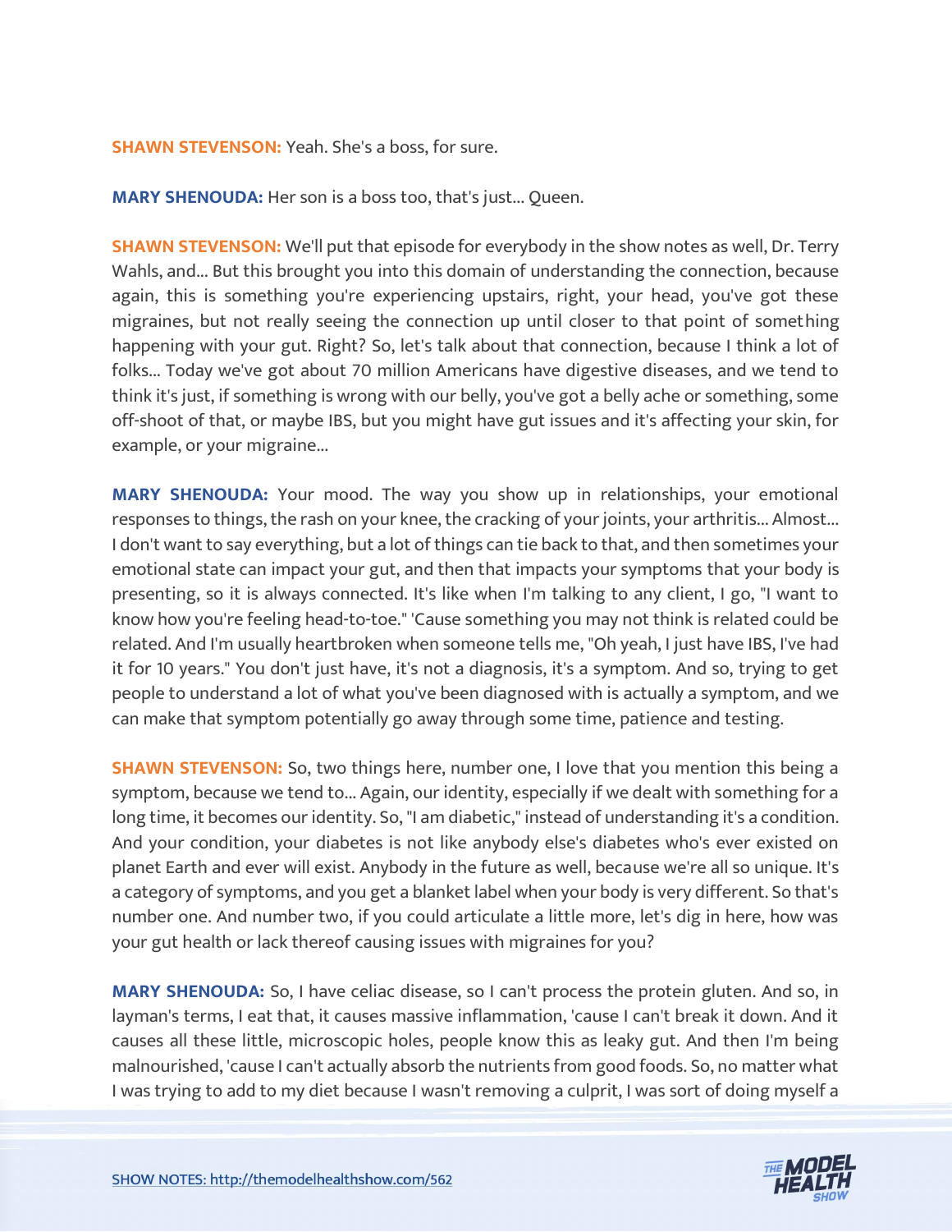**SHAWN STEVENSON:** Yeah. She's a boss, for sure.

**MARY SHENOUDA:** Her son is a boss too, that's just... Queen.

**SHAWN STEVENSON:** We'll put that episode for everybody in the show notes as well, Dr. Terry Wahls, and... But this brought you into this domain of understanding the connection, because again, this is something you're experiencing upstairs, right, your head, you've got these migraines, but not really seeing the connection up until closer to that point of something happening with your gut. Right? So, let's talk about that connection, because I think a lot of folks... Today we've got about 70 million Americans have digestive diseases, and we tend to think it's just, if something is wrong with our belly, you've got a belly ache or something, some off-shoot of that, or maybe IBS, but you might have gut issues and it's affecting your skin, for example, or your migraine...

**MARY SHENOUDA:** Your mood. The way you show up in relationships, your emotional responses to things, the rash on your knee, the cracking of your joints, your arthritis... Almost... I don't want to say everything, but a lot of things can tie back to that, and then sometimes your emotional state can impact your gut, and then that impacts your symptoms that your body is presenting, so it is always connected. It's like when I'm talking to any client, I go, "I want to know how you're feeling head-to-toe." 'Cause something you may not think is related could be related. And I'm usually heartbroken when someone tells me, "Oh yeah, I just have IBS, I've had it for 10 years." You don't just have, it's not a diagnosis, it's a symptom. And so, trying to get people to understand a lot of what you've been diagnosed with is actually a symptom, and we can make that symptom potentially go away through some time, patience and testing.

**SHAWN STEVENSON:** So, two things here, number one, I love that you mention this being a symptom, because we tend to... Again, our identity, especially if we dealt with something for a long time, it becomes our identity. So, "I am diabetic," instead of understanding it's a condition. And your condition, your diabetes is not like anybody else's diabetes who's ever existed on planet Earth and ever will exist. Anybody in the future as well, because we're all so unique. It's a category of symptoms, and you get a blanket label when your body is very different. So that's number one. And number two, if you could articulate a little more, let's dig in here, how was your gut health or lack thereof causing issues with migraines for you?

**MARY SHENOUDA:** So, I have celiac disease, so I can't process the protein gluten. And so, in layman's terms, I eat that, it causes massive inflammation, 'cause I can't break it down. And it causes all these little, microscopic holes, people know this as leaky gut. And then I'm being malnourished, 'cause I can't actually absorb the nutrients from good foods. So, no matter what I was trying to add to my diet because I wasn't removing a culprit, I was sort of doing myself a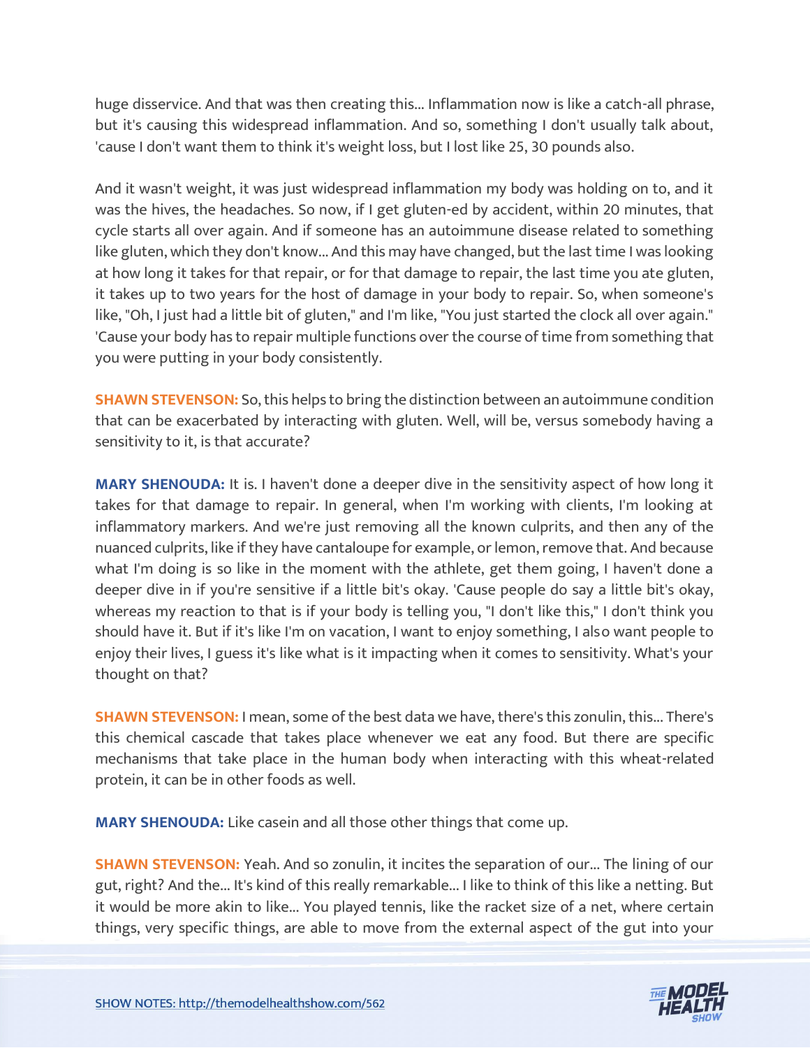huge disservice. And that was then creating this... Inflammation now is like a catch-all phrase, but it's causing this widespread inflammation. And so, something I don't usually talk about, 'cause I don't want them to think it's weight loss, but I lost like 25, 30 pounds also.

And it wasn't weight, it was just widespread inflammation my body was holding on to, and it was the hives, the headaches. So now, if I get gluten-ed by accident, within 20 minutes, that cycle starts all over again. And if someone has an autoimmune disease related to something like gluten, which they don't know... And this may have changed, but the last time I was looking at how long it takes for that repair, or for that damage to repair, the last time you ate gluten, it takes up to two years for the host of damage in your body to repair. So, when someone's like, "Oh, I just had a little bit of gluten," and I'm like, "You just started the clock all over again." 'Cause your body has to repair multiple functions over the course of time from something that you were putting in your body consistently.

**SHAWN STEVENSON:** So, this helps to bring the distinction between an autoimmune condition that can be exacerbated by interacting with gluten. Well, will be, versus somebody having a sensitivity to it, is that accurate?

**MARY SHENOUDA:** It is. I haven't done a deeper dive in the sensitivity aspect of how long it takes for that damage to repair. In general, when I'm working with clients, I'm looking at inflammatory markers. And we're just removing all the known culprits, and then any of the nuanced culprits, like if they have cantaloupe for example, or lemon, remove that. And because what I'm doing is so like in the moment with the athlete, get them going, I haven't done a deeper dive in if you're sensitive if a little bit's okay. 'Cause people do say a little bit's okay, whereas my reaction to that is if your body is telling you, "I don't like this," I don't think you should have it. But if it's like I'm on vacation, I want to enjoy something, I also want people to enjoy their lives, I guess it's like what is it impacting when it comes to sensitivity. What's your thought on that?

**SHAWN STEVENSON:** I mean, some of the best data we have, there's this zonulin, this... There's this chemical cascade that takes place whenever we eat any food. But there are specific mechanisms that take place in the human body when interacting with this wheat-related protein, it can be in other foods as well.

**MARY SHENOUDA:** Like casein and all those other things that come up.

**SHAWN STEVENSON:** Yeah. And so zonulin, it incites the separation of our... The lining of our gut, right? And the... It's kind of this really remarkable... I like to think of this like a netting. But it would be more akin to like... You played tennis, like the racket size of a net, where certain things, very specific things, are able to move from the external aspect of the gut into your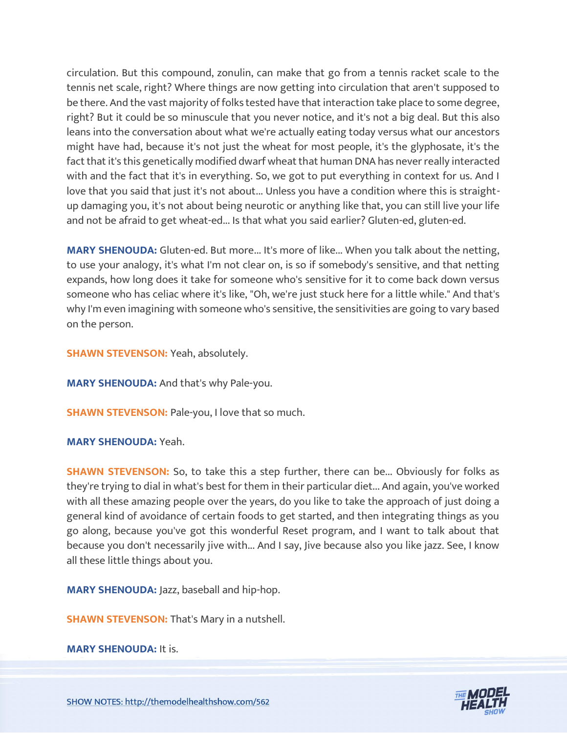circulation. But this compound, zonulin, can make that go from a tennis racket scale to the tennis net scale, right? Where things are now getting into circulation that aren't supposed to be there. And the vast majority of folks tested have that interaction take place to some degree, right? But it could be so minuscule that you never notice, and it's not a big deal. But this also leans into the conversation about what we're actually eating today versus what our ancestors might have had, because it's not just the wheat for most people, it's the glyphosate, it's the fact that it's this genetically modified dwarf wheat that human DNA has never really interacted with and the fact that it's in everything. So, we got to put everything in context for us. And I love that you said that just it's not about... Unless you have a condition where this is straight-up damaging you, it's not about being neurotic or anything like that, you can still live your life and not be afraid to get wheat-ed... Is that what you said earlier? Gluten-ed, gluten-ed.

**MARY SHENOUDA:** Gluten-ed. But more... It's more of like... When you talk about the netting, to use your analogy, it's what I'm not clear on, is so if somebody's sensitive, and that netting expands, how long does it take for someone who's sensitive for it to come back down versus someone who has celiac where it's like, "Oh, we're just stuck here for a little while." And that's why I'm even imagining with someone who's sensitive, the sensitivities are going to vary based on the person.

**SHAWN STEVENSON:** Yeah, absolutely.

**MARY SHENOUDA:** And that's why Pale-you.

**SHAWN STEVENSON:** Pale-you, I love that so much.

**MARY SHENOUDA:** Yeah.

**SHAWN STEVENSON:** So, to take this a step further, there can be... Obviously for folks as they're trying to dial in what's best for them in their particular diet... And again, you've worked with all these amazing people over the years, do you like to take the approach of just doing a general kind of avoidance of certain foods to get started, and then integrating things as you go along, because you've got this wonderful Reset program, and I want to talk about that because you don't necessarily jive with... And I say, Jive because also you like jazz. See, I know all these little things about you.

**MARY SHENOUDA:** Jazz, baseball and hip-hop.

**SHAWN STEVENSON:** That's Mary in a nutshell.

**MARY SHENOUDA:** It is.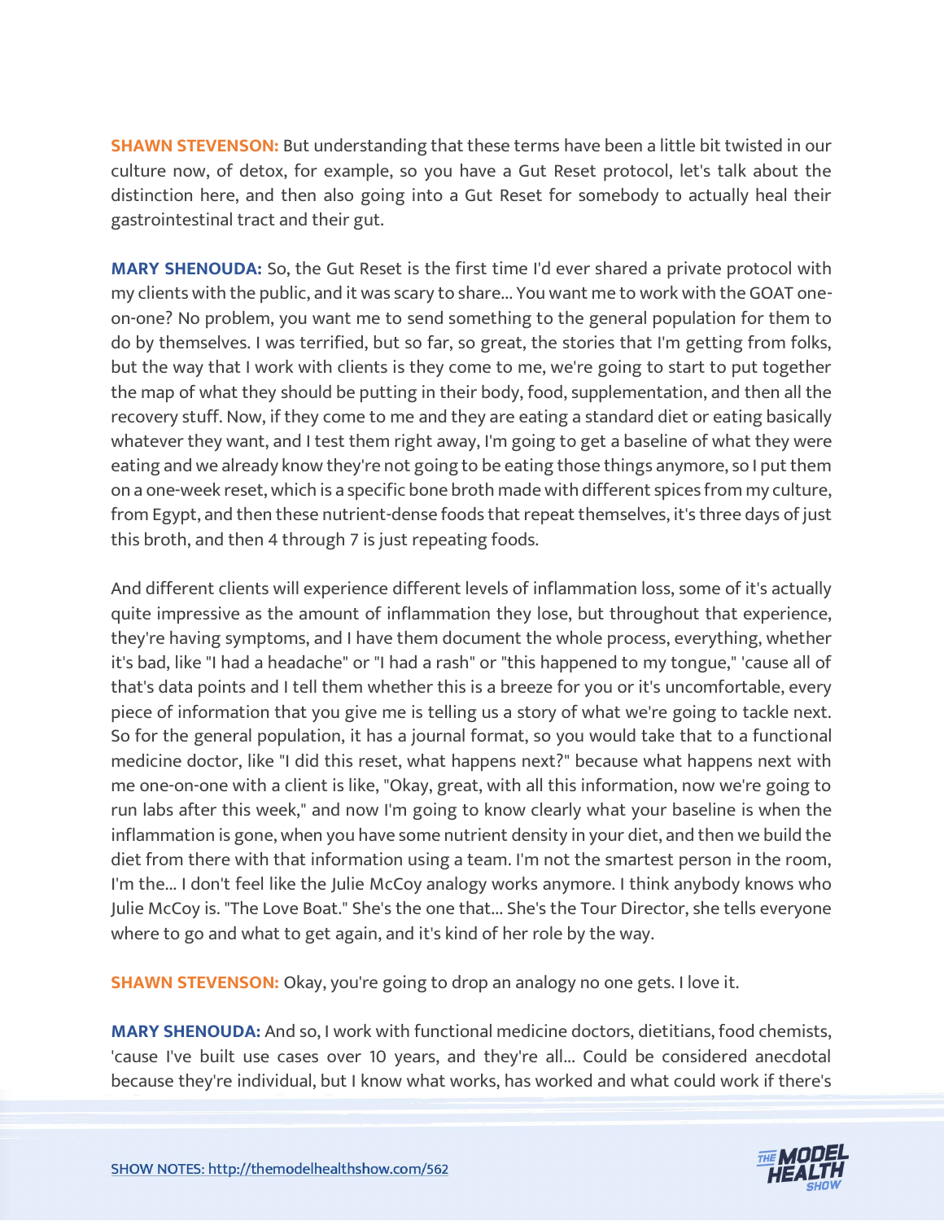**SHAWN STEVENSON:** But understanding that these terms have been a little bit twisted in our culture now, of detox, for example, so you have a Gut Reset protocol, let's talk about the distinction here, and then also going into a Gut Reset for somebody to actually heal their gastrointestinal tract and their gut.

**MARY SHENOUDA:** So, the Gut Reset is the first time I'd ever shared a private protocol with my clients with the public, and it was scary to share... You want me to work with the GOAT one-on-one? No problem, you want me to send something to the general population for them to do by themselves. I was terrified, but so far, so great, the stories that I'm getting from folks, but the way that I work with clients is they come to me, we're going to start to put together the map of what they should be putting in their body, food, supplementation, and then all the recovery stuff. Now, if they come to me and they are eating a standard diet or eating basically whatever they want, and I test them right away, I'm going to get a baseline of what they were eating and we already know they're not going to be eating those things anymore, so I put them on a one-week reset, which is a specific bone broth made with different spices from my culture, from Egypt, and then these nutrient-dense foods that repeat themselves, it's three days of just this broth, and then 4 through 7 is just repeating foods.

And different clients will experience different levels of inflammation loss, some of it's actually quite impressive as the amount of inflammation they lose, but throughout that experience, they're having symptoms, and I have them document the whole process, everything, whether it's bad, like "I had a headache" or "I had a rash" or "this happened to my tongue," 'cause all of that's data points and I tell them whether this is a breeze for you or it's uncomfortable, every piece of information that you give me is telling us a story of what we're going to tackle next. So for the general population, it has a journal format, so you would take that to a functional medicine doctor, like "I did this reset, what happens next?" because what happens next with me one-on-one with a client is like, "Okay, great, with all this information, now we're going to run labs after this week," and now I'm going to know clearly what your baseline is when the inflammation is gone, when you have some nutrient density in your diet, and then we build the diet from there with that information using a team. I'm not the smartest person in the room, I'm the... I don't feel like the Julie McCoy analogy works anymore. I think anybody knows who Julie McCoy is. "The Love Boat." She's the one that... She's the Tour Director, she tells everyone where to go and what to get again, and it's kind of her role by the way.

**SHAWN STEVENSON:** Okay, you're going to drop an analogy no one gets. I love it.

**MARY SHENOUDA:** And so, I work with functional medicine doctors, dietitians, food chemists, 'cause I've built use cases over 10 years, and they're all... Could be considered anecdotal because they're individual, but I know what works, has worked and what could work if there's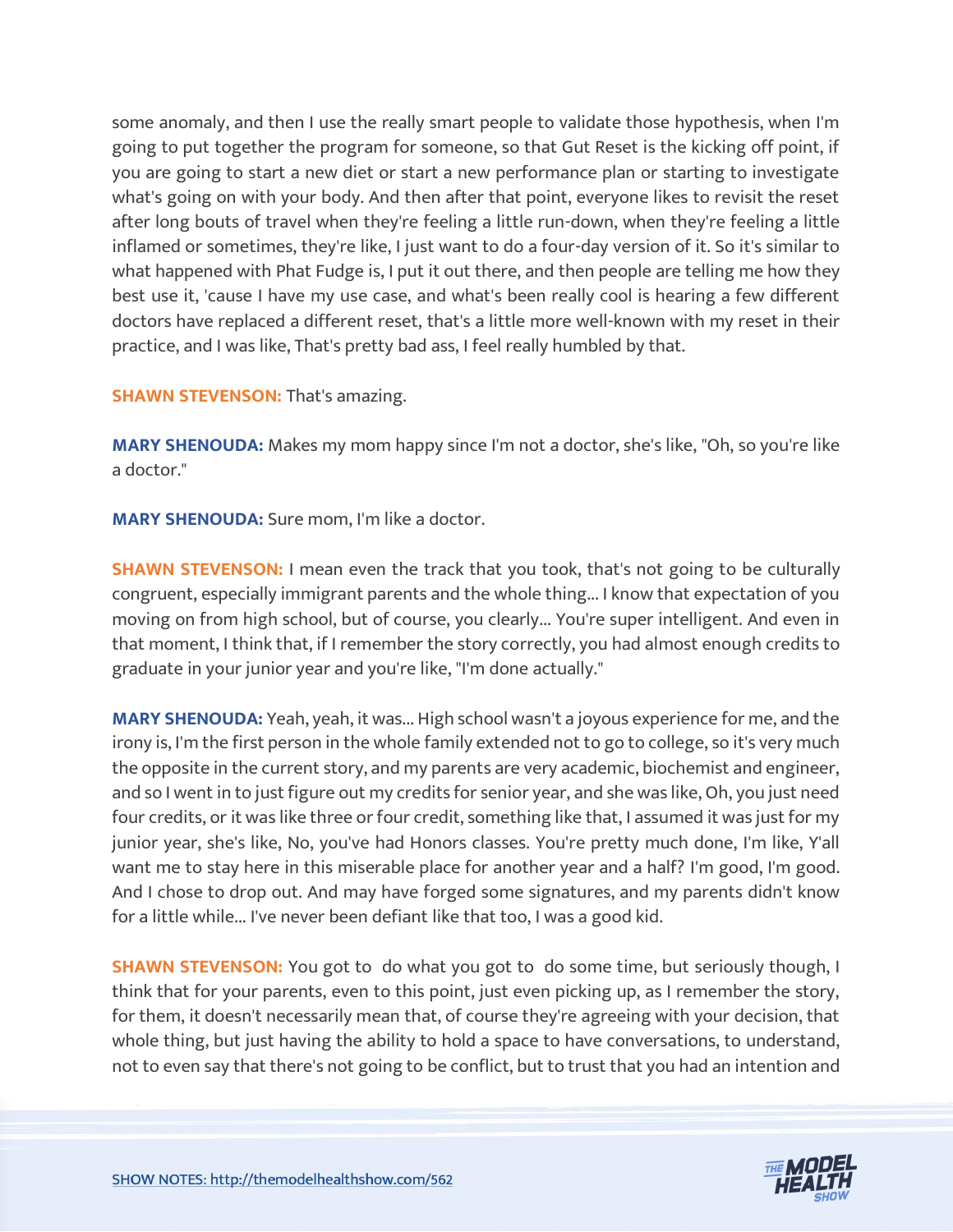some anomaly, and then I use the really smart people to validate those hypothesis, when I'm going to put together the program for someone, so that Gut Reset is the kicking off point, if you are going to start a new diet or start a new performance plan or starting to investigate what's going on with your body. And then after that point, everyone likes to revisit the reset after long bouts of travel when they're feeling a little run-down, when they're feeling a little inflamed or sometimes, they're like, I just want to do a four-day version of it. So it's similar to what happened with Phat Fudge is, I put it out there, and then people are telling me how they best use it, 'cause I have my use case, and what's been really cool is hearing a few different doctors have replaced a different reset, that's a little more well-known with my reset in their practice, and I was like, That's pretty bad ass, I feel really humbled by that.

**SHAWN STEVENSON:** That's amazing.

**MARY SHENOUDA:** Makes my mom happy since I'm not a doctor, she's like, "Oh, so you're like a doctor."

**MARY SHENOUDA:** Sure mom, I'm like a doctor.

**SHAWN STEVENSON:** I mean even the track that you took, that's not going to be culturally congruent, especially immigrant parents and the whole thing... I know that expectation of you moving on from high school, but of course, you clearly... You're super intelligent. And even in that moment, I think that, if I remember the story correctly, you had almost enough credits to graduate in your junior year and you're like, "I'm done actually."

**MARY SHENOUDA:** Yeah, yeah, it was... High school wasn't a joyous experience for me, and the irony is, I'm the first person in the whole family extended not to go to college, so it's very much the opposite in the current story, and my parents are very academic, biochemist and engineer, and so I went in to just figure out my credits for senior year, and she was like, Oh, you just need four credits, or it was like three or four credit, something like that, I assumed it was just for my junior year, she's like, No, you've had Honors classes. You're pretty much done, I'm like, Y'all want me to stay here in this miserable place for another year and a half? I'm good, I'm good. And I chose to drop out. And may have forged some signatures, and my parents didn't know for a little while... I've never been defiant like that too, I was a good kid.

**SHAWN STEVENSON:** You got to do what you got to do some time, but seriously though, I think that for your parents, even to this point, just even picking up, as I remember the story, for them, it doesn't necessarily mean that, of course they're agreeing with your decision, that whole thing, but just having the ability to hold a space to have conversations, to understand, not to even say that there's not going to be conflict, but to trust that you had an intention and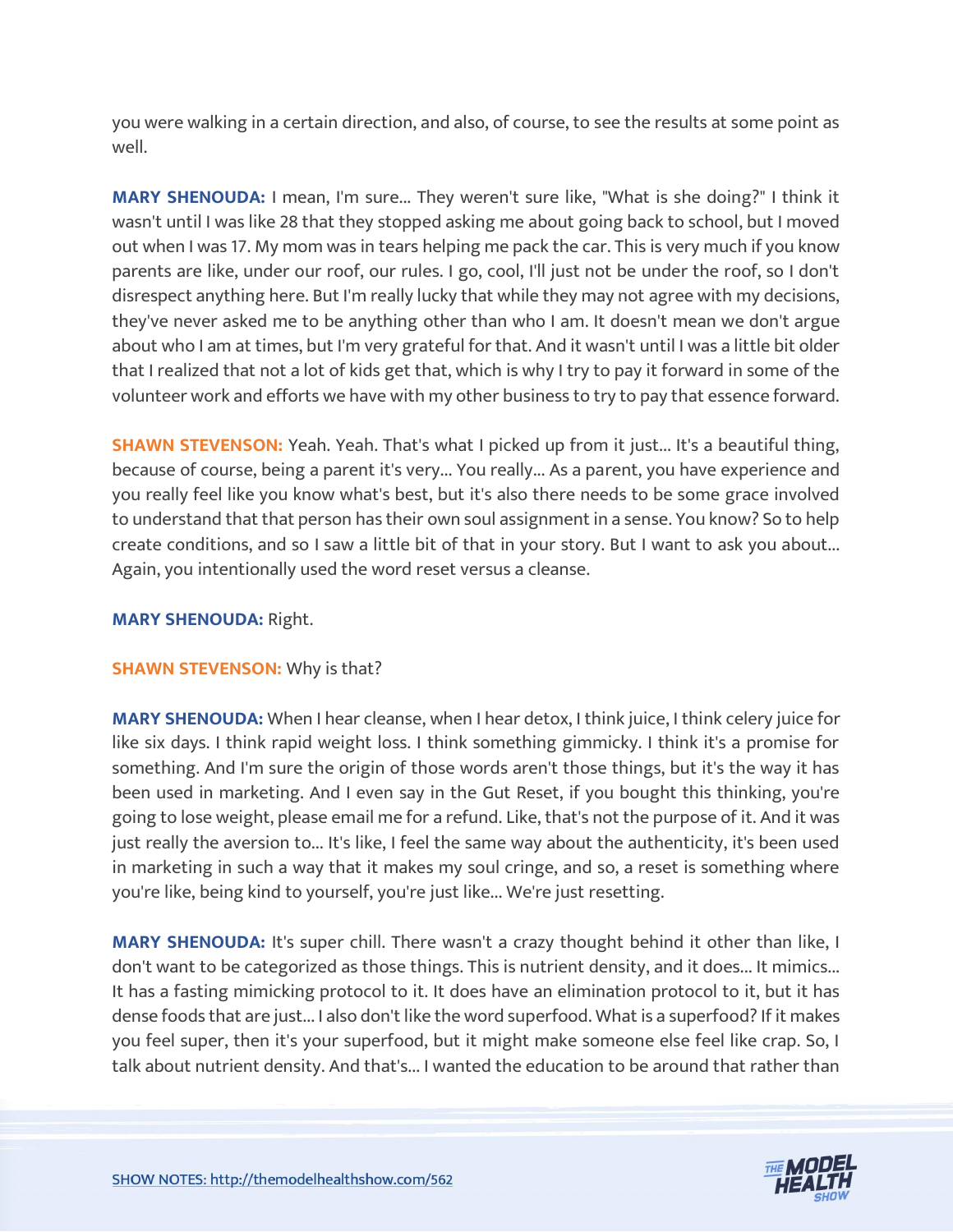you were walking in a certain direction, and also, of course, to see the results at some point as well.

**MARY SHENOUDA:** I mean, I'm sure... They weren't sure like, "What is she doing?" I think it wasn't until I was like 28 that they stopped asking me about going back to school, but I moved out when I was 17. My mom was in tears helping me pack the car. This is very much if you know parents are like, under our roof, our rules. I go, cool, I'll just not be under the roof, so I don't disrespect anything here. But I'm really lucky that while they may not agree with my decisions, they've never asked me to be anything other than who I am. It doesn't mean we don't argue about who I am at times, but I'm very grateful for that. And it wasn't until I was a little bit older that I realized that not a lot of kids get that, which is why I try to pay it forward in some of the volunteer work and efforts we have with my other business to try to pay that essence forward.

**SHAWN STEVENSON:** Yeah. Yeah. That's what I picked up from it just... It's a beautiful thing, because of course, being a parent it's very... You really... As a parent, you have experience and you really feel like you know what's best, but it's also there needs to be some grace involved to understand that that person has their own soul assignment in a sense. You know? So to help create conditions, and so I saw a little bit of that in your story. But I want to ask you about... Again, you intentionally used the word reset versus a cleanse.

**MARY SHENOUDA:** Right.

**SHAWN STEVENSON:** Why is that?

**MARY SHENOUDA:** When I hear cleanse, when I hear detox, I think juice, I think celery juice for like six days. I think rapid weight loss. I think something gimmicky. I think it's a promise for something. And I'm sure the origin of those words aren't those things, but it's the way it has been used in marketing. And I even say in the Gut Reset, if you bought this thinking, you're going to lose weight, please email me for a refund. Like, that's not the purpose of it. And it was just really the aversion to... It's like, I feel the same way about the authenticity, it's been used in marketing in such a way that it makes my soul cringe, and so, a reset is something where you're like, being kind to yourself, you're just like... We're just resetting.

**MARY SHENOUDA:** It's super chill. There wasn't a crazy thought behind it other than like, I don't want to be categorized as those things. This is nutrient density, and it does... It mimics... It has a fasting mimicking protocol to it. It does have an elimination protocol to it, but it has dense foods that are just... I also don't like the word superfood. What is a superfood? If it makes you feel super, then it's your superfood, but it might make someone else feel like crap. So, I talk about nutrient density. And that's... I wanted the education to be around that rather than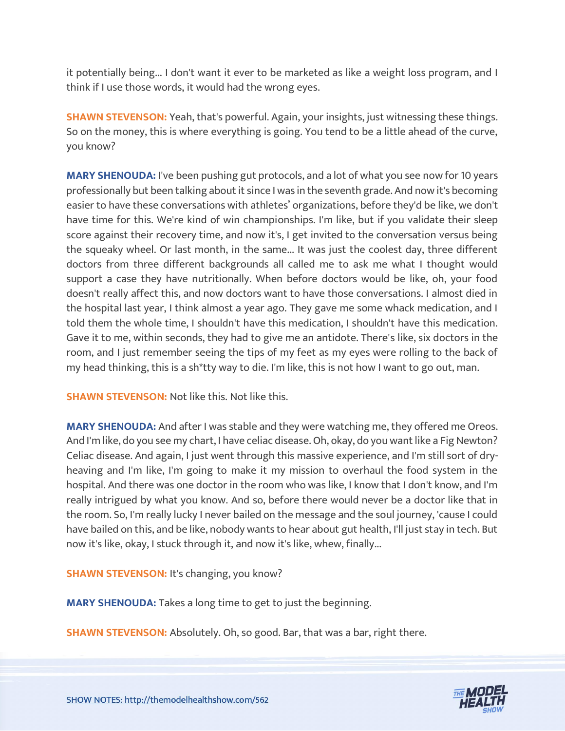it potentially being... I don't want it ever to be marketed as like a weight loss program, and I think if I use those words, it would had the wrong eyes.

**SHAWN STEVENSON:** Yeah, that's powerful. Again, your insights, just witnessing these things. So on the money, this is where everything is going. You tend to be a little ahead of the curve, you know?

**MARY SHENOUDA:** I've been pushing gut protocols, and a lot of what you see now for 10 years professionally but been talking about it since I was in the seventh grade. And now it's becoming easier to have these conversations with athletes' organizations, before they'd be like, we don't have time for this. We're kind of win championships. I'm like, but if you validate their sleep score against their recovery time, and now it's, I get invited to the conversation versus being the squeaky wheel. Or last month, in the same... It was just the coolest day, three different doctors from three different backgrounds all called me to ask me what I thought would support a case they have nutritionally. When before doctors would be like, oh, your food doesn't really affect this, and now doctors want to have those conversations. I almost died in the hospital last year, I think almost a year ago. They gave me some whack medication, and I told them the whole time, I shouldn't have this medication, I shouldn't have this medication. Gave it to me, within seconds, they had to give me an antidote. There's like, six doctors in the room, and I just remember seeing the tips of my feet as my eyes were rolling to the back of my head thinking, this is a sh*tty way to die. I'm like, this is not how I want to go out, man.

**SHAWN STEVENSON:** Not like this. Not like this.

**MARY SHENOUDA:** And after I was stable and they were watching me, they offered me Oreos. And I'm like, do you see my chart, I have celiac disease. Oh, okay, do you want like a Fig Newton? Celiac disease. And again, I just went through this massive experience, and I'm still sort of dry-heaving and I'm like, I'm going to make it my mission to overhaul the food system in the hospital. And there was one doctor in the room who was like, I know that I don't know, and I'm really intrigued by what you know. And so, before there would never be a doctor like that in the room. So, I'm really lucky I never bailed on the message and the soul journey, 'cause I could have bailed on this, and be like, nobody wants to hear about gut health, I'll just stay in tech. But now it's like, okay, I stuck through it, and now it's like, whew, finally...

**SHAWN STEVENSON:** It's changing, you know?

**MARY SHENOUDA:** Takes a long time to get to just the beginning.

**SHAWN STEVENSON:** Absolutely. Oh, so good. Bar, that was a bar, right there.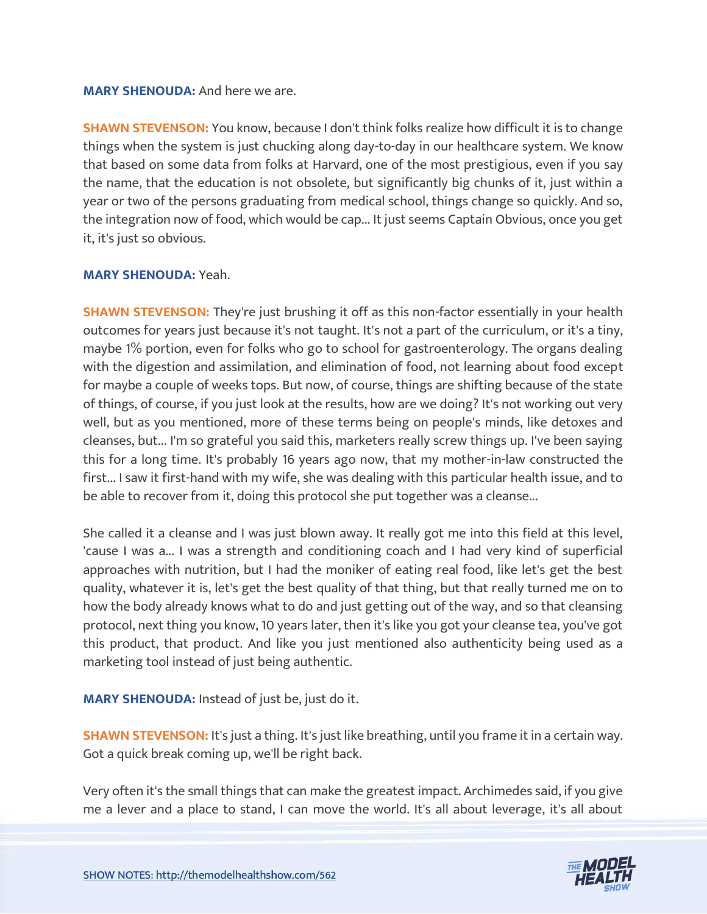**MARY SHENOUDA:** And here we are.

**SHAWN STEVENSON:** You know, because I don't think folks realize how difficult it is to change things when the system is just chucking along day-to-day in our healthcare system. We know that based on some data from folks at Harvard, one of the most prestigious, even if you say the name, that the education is not obsolete, but significantly big chunks of it, just within a year or two of the persons graduating from medical school, things change so quickly. And so, the integration now of food, which would be cap... It just seems Captain Obvious, once you get it, it's just so obvious.

**MARY SHENOUDA:** Yeah.

**SHAWN STEVENSON:** They're just brushing it off as this non-factor essentially in your health outcomes for years just because it's not taught. It's not a part of the curriculum, or it's a tiny, maybe 1% portion, even for folks who go to school for gastroenterology. The organs dealing with the digestion and assimilation, and elimination of food, not learning about food except for maybe a couple of weeks tops. But now, of course, things are shifting because of the state of things, of course, if you just look at the results, how are we doing? It's not working out very well, but as you mentioned, more of these terms being on people's minds, like detoxes and cleanses, but... I'm so grateful you said this, marketers really screw things up. I've been saying this for a long time. It's probably 16 years ago now, that my mother-in-law constructed the first... I saw it first-hand with my wife, she was dealing with this particular health issue, and to be able to recover from it, doing this protocol she put together was a cleanse...

She called it a cleanse and I was just blown away. It really got me into this field at this level, 'cause I was a... I was a strength and conditioning coach and I had very kind of superficial approaches with nutrition, but I had the moniker of eating real food, like let's get the best quality, whatever it is, let's get the best quality of that thing, but that really turned me on to how the body already knows what to do and just getting out of the way, and so that cleansing protocol, next thing you know, 10 years later, then it's like you got your cleanse tea, you've got this product, that product. And like you just mentioned also authenticity being used as a marketing tool instead of just being authentic.

**MARY SHENOUDA:** Instead of just be, just do it.

**SHAWN STEVENSON:** It's just a thing. It's just like breathing, until you frame it in a certain way. Got a quick break coming up, we'll be right back.

Very often it's the small things that can make the greatest impact. Archimedes said, if you give me a lever and a place to stand, I can move the world. It's all about leverage, it's all about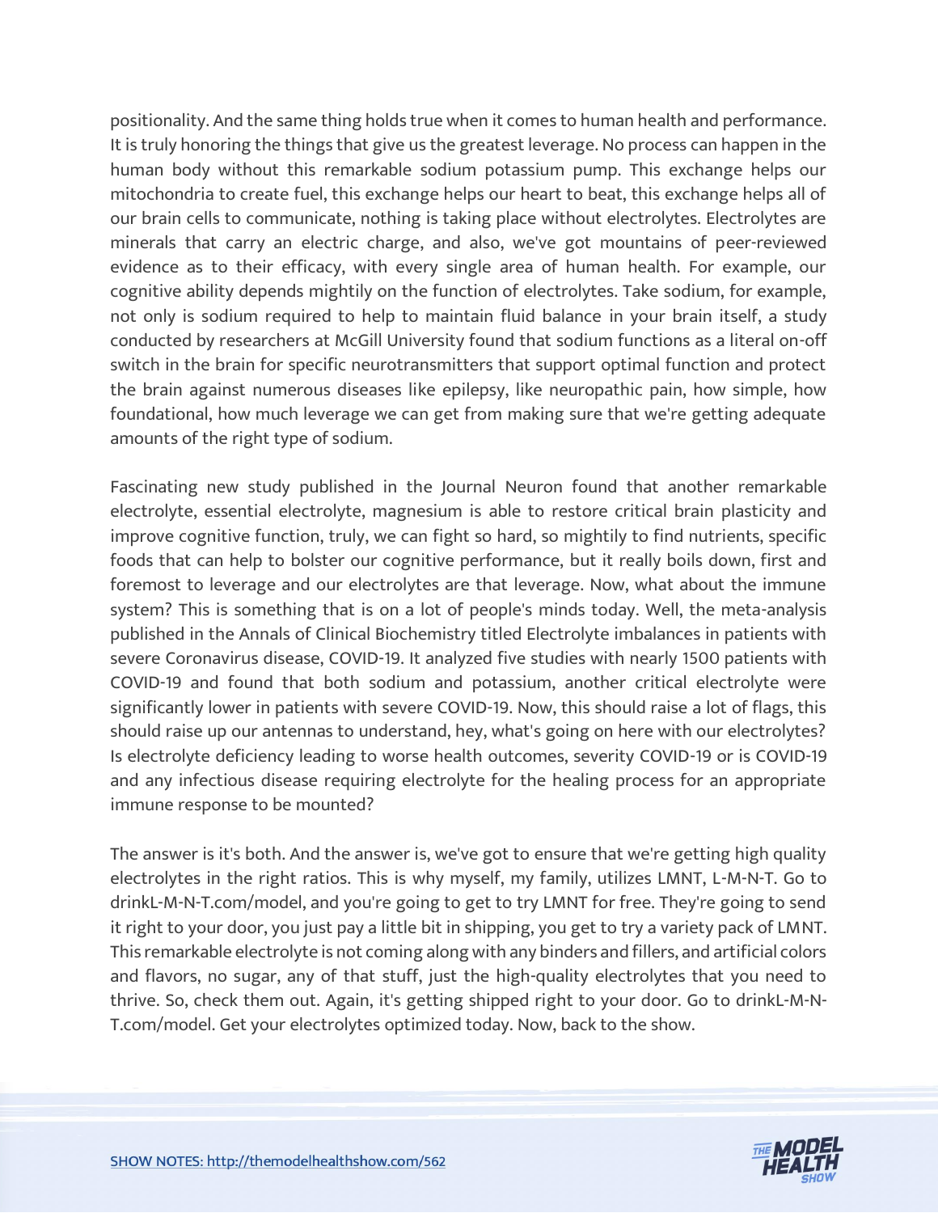positionality. And the same thing holds true when it comes to human health and performance. It is truly honoring the things that give us the greatest leverage. No process can happen in the human body without this remarkable sodium potassium pump. This exchange helps our mitochondria to create fuel, this exchange helps our heart to beat, this exchange helps all of our brain cells to communicate, nothing is taking place without electrolytes. Electrolytes are minerals that carry an electric charge, and also, we've got mountains of peer-reviewed evidence as to their efficacy, with every single area of human health. For example, our cognitive ability depends mightily on the function of electrolytes. Take sodium, for example, not only is sodium required to help to maintain fluid balance in your brain itself, a study conducted by researchers at McGill University found that sodium functions as a literal on-off switch in the brain for specific neurotransmitters that support optimal function and protect the brain against numerous diseases like epilepsy, like neuropathic pain, how simple, how foundational, how much leverage we can get from making sure that we're getting adequate amounts of the right type of sodium.

Fascinating new study published in the Journal Neuron found that another remarkable electrolyte, essential electrolyte, magnesium is able to restore critical brain plasticity and improve cognitive function, truly, we can fight so hard, so mightily to find nutrients, specific foods that can help to bolster our cognitive performance, but it really boils down, first and foremost to leverage and our electrolytes are that leverage. Now, what about the immune system? This is something that is on a lot of people's minds today. Well, the meta-analysis published in the Annals of Clinical Biochemistry titled Electrolyte imbalances in patients with severe Coronavirus disease, COVID-19. It analyzed five studies with nearly 1500 patients with COVID-19 and found that both sodium and potassium, another critical electrolyte were significantly lower in patients with severe COVID-19. Now, this should raise a lot of flags, this should raise up our antennas to understand, hey, what's going on here with our electrolytes? Is electrolyte deficiency leading to worse health outcomes, severity COVID-19 or is COVID-19 and any infectious disease requiring electrolyte for the healing process for an appropriate immune response to be mounted?

The answer is it's both. And the answer is, we've got to ensure that we're getting high quality electrolytes in the right ratios. This is why myself, my family, utilizes LMNT, L-M-N-T. Go to drinkL-M-N-T.com/model, and you're going to get to try LMNT for free. They're going to send it right to your door, you just pay a little bit in shipping, you get to try a variety pack of LMNT. This remarkable electrolyte is not coming along with any binders and fillers, and artificial colors and flavors, no sugar, any of that stuff, just the high-quality electrolytes that you need to thrive. So, check them out. Again, it's getting shipped right to your door. Go to drinkL-M-N-T.com/model. Get your electrolytes optimized today. Now, back to the show.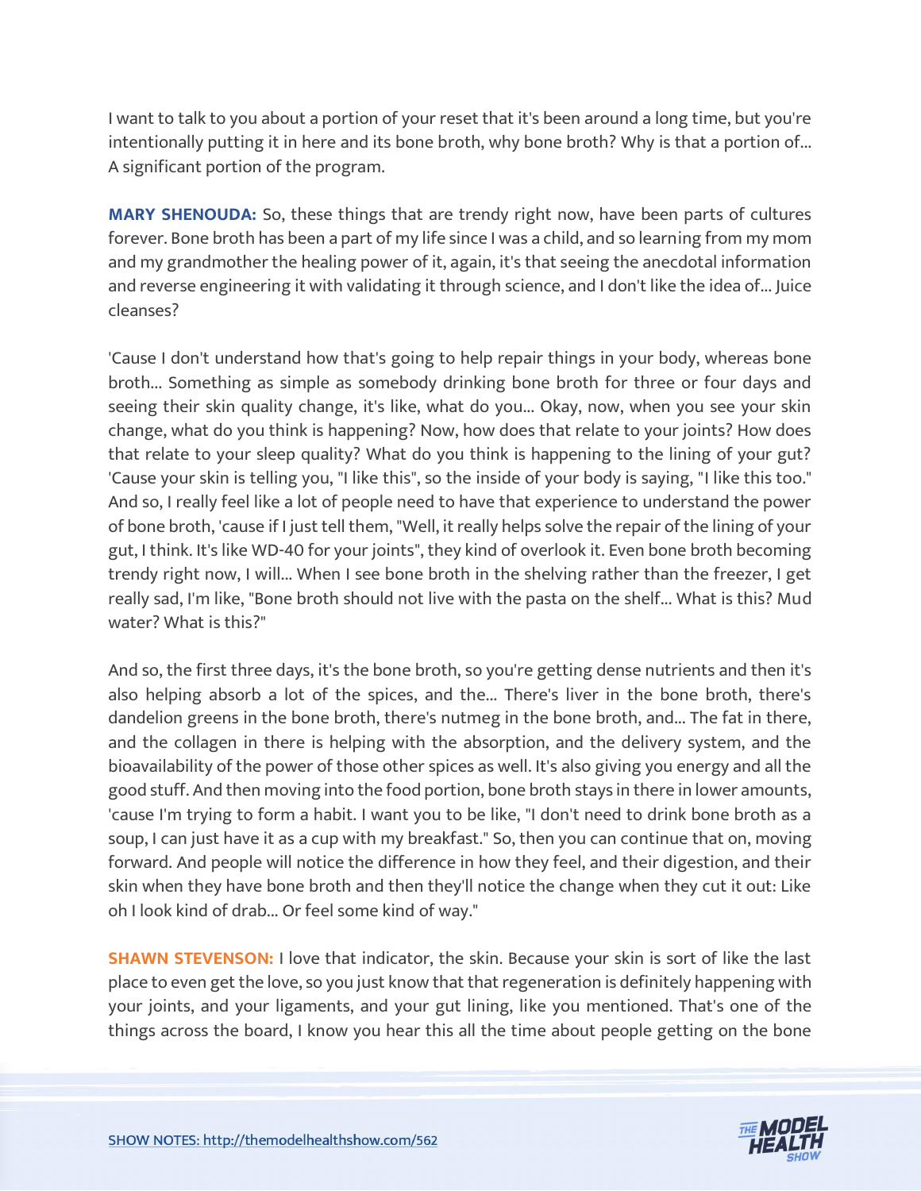I want to talk to you about a portion of your reset that it's been around a long time, but you're intentionally putting it in here and its bone broth, why bone broth? Why is that a portion of... A significant portion of the program.

**MARY SHENOUDA:** So, these things that are trendy right now, have been parts of cultures forever. Bone broth has been a part of my life since I was a child, and so learning from my mom and my grandmother the healing power of it, again, it's that seeing the anecdotal information and reverse engineering it with validating it through science, and I don't like the idea of... Juice cleanses?

'Cause I don't understand how that's going to help repair things in your body, whereas bone broth... Something as simple as somebody drinking bone broth for three or four days and seeing their skin quality change, it's like, what do you... Okay, now, when you see your skin change, what do you think is happening? Now, how does that relate to your joints? How does that relate to your sleep quality? What do you think is happening to the lining of your gut? 'Cause your skin is telling you, "I like this", so the inside of your body is saying, "I like this too." And so, I really feel like a lot of people need to have that experience to understand the power of bone broth, 'cause if I just tell them, "Well, it really helps solve the repair of the lining of your gut, I think. It's like WD-40 for your joints", they kind of overlook it. Even bone broth becoming trendy right now, I will... When I see bone broth in the shelving rather than the freezer, I get really sad, I'm like, "Bone broth should not live with the pasta on the shelf... What is this? Mud water? What is this?"

And so, the first three days, it's the bone broth, so you're getting dense nutrients and then it's also helping absorb a lot of the spices, and the... There's liver in the bone broth, there's dandelion greens in the bone broth, there's nutmeg in the bone broth, and... The fat in there, and the collagen in there is helping with the absorption, and the delivery system, and the bioavailability of the power of those other spices as well. It's also giving you energy and all the good stuff. And then moving into the food portion, bone broth stays in there in lower amounts, 'cause I'm trying to form a habit. I want you to be like, "I don't need to drink bone broth as a soup, I can just have it as a cup with my breakfast." So, then you can continue that on, moving forward. And people will notice the difference in how they feel, and their digestion, and their skin when they have bone broth and then they'll notice the change when they cut it out: Like oh I look kind of drab... Or feel some kind of way."

**SHAWN STEVENSON:** I love that indicator, the skin. Because your skin is sort of like the last place to even get the love, so you just know that that regeneration is definitely happening with your joints, and your ligaments, and your gut lining, like you mentioned. That's one of the things across the board, I know you hear this all the time about people getting on the bone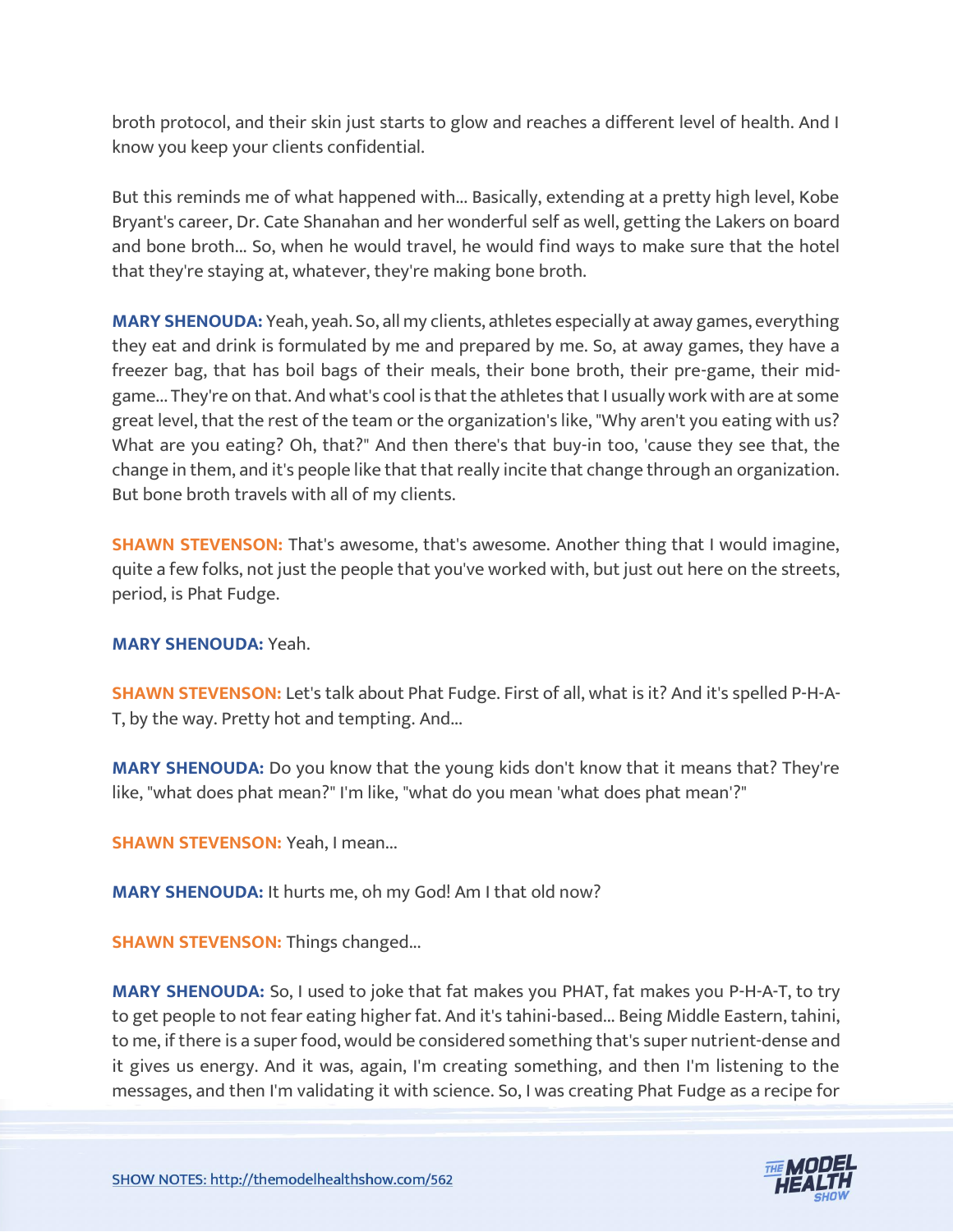broth protocol, and their skin just starts to glow and reaches a different level of health. And I know you keep your clients confidential.

But this reminds me of what happened with... Basically, extending at a pretty high level, Kobe Bryant's career, Dr. Cate Shanahan and her wonderful self as well, getting the Lakers on board and bone broth... So, when he would travel, he would find ways to make sure that the hotel that they're staying at, whatever, they're making bone broth.

**MARY SHENOUDA:** Yeah, yeah. So, all my clients, athletes especially at away games, everything they eat and drink is formulated by me and prepared by me. So, at away games, they have a freezer bag, that has boil bags of their meals, their bone broth, their pre-game, their mid-game... They're on that. And what's cool is that the athletes that I usually work with are at some great level, that the rest of the team or the organization's like, "Why aren't you eating with us? What are you eating? Oh, that?" And then there's that buy-in too, 'cause they see that, the change in them, and it's people like that that really incite that change through an organization. But bone broth travels with all of my clients.

**SHAWN STEVENSON:** That's awesome, that's awesome. Another thing that I would imagine, quite a few folks, not just the people that you've worked with, but just out here on the streets, period, is Phat Fudge.

**MARY SHENOUDA:** Yeah.

**SHAWN STEVENSON:** Let's talk about Phat Fudge. First of all, what is it? And it's spelled P-H-A-T, by the way. Pretty hot and tempting. And...

**MARY SHENOUDA:** Do you know that the young kids don't know that it means that? They're like, "what does phat mean?" I'm like, "what do you mean 'what does phat mean'?"

**SHAWN STEVENSON:** Yeah, I mean...

**MARY SHENOUDA:** It hurts me, oh my God! Am I that old now?

**SHAWN STEVENSON:** Things changed...

**MARY SHENOUDA:** So, I used to joke that fat makes you PHAT, fat makes you P-H-A-T, to try to get people to not fear eating higher fat. And it's tahini-based... Being Middle Eastern, tahini, to me, if there is a super food, would be considered something that's super nutrient-dense and it gives us energy. And it was, again, I'm creating something, and then I'm listening to the messages, and then I'm validating it with science. So, I was creating Phat Fudge as a recipe for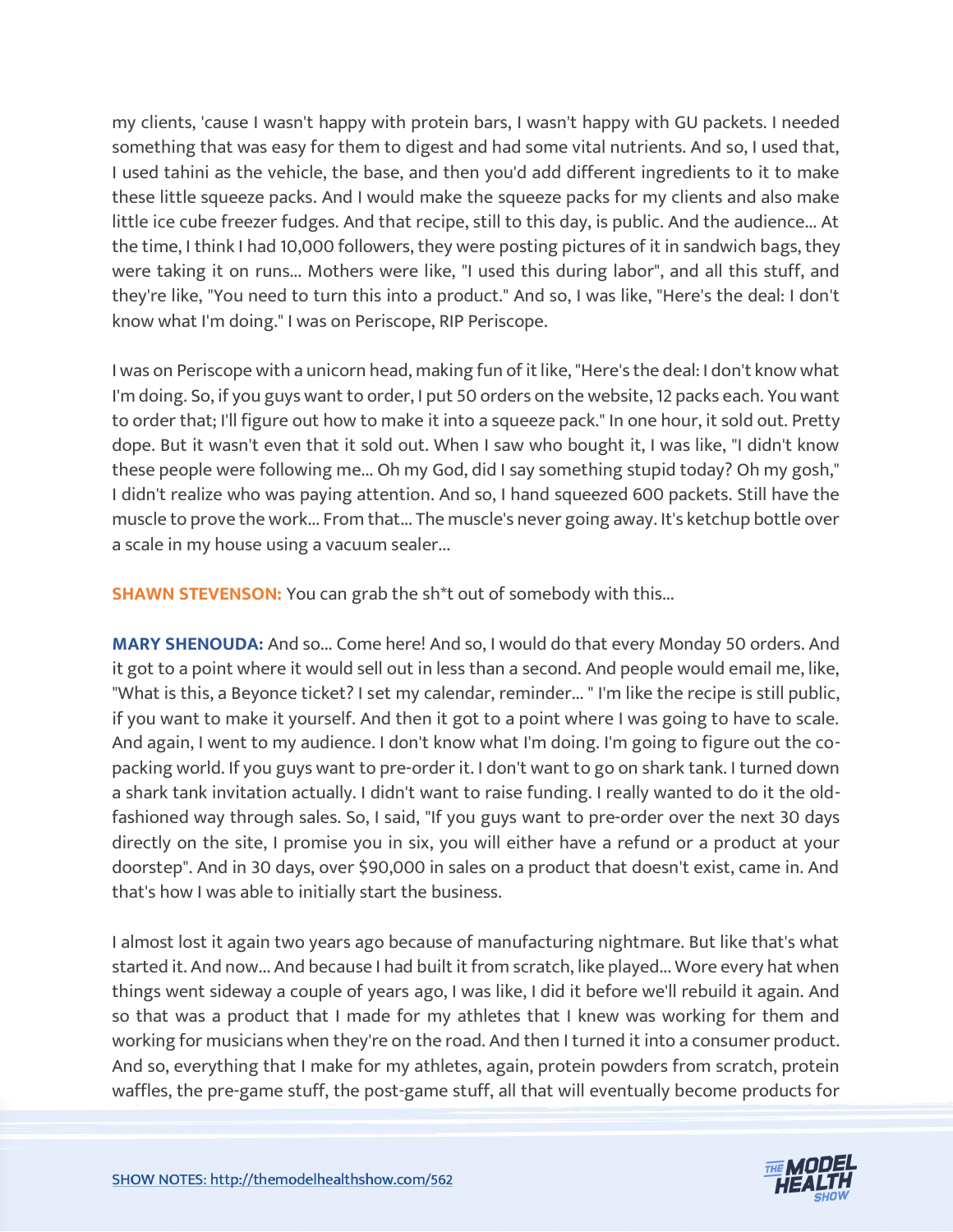my clients, 'cause I wasn't happy with protein bars, I wasn't happy with GU packets. I needed something that was easy for them to digest and had some vital nutrients. And so, I used that, I used tahini as the vehicle, the base, and then you'd add different ingredients to it to make these little squeeze packs. And I would make the squeeze packs for my clients and also make little ice cube freezer fudges. And that recipe, still to this day, is public. And the audience... At the time, I think I had 10,000 followers, they were posting pictures of it in sandwich bags, they were taking it on runs... Mothers were like, "I used this during labor", and all this stuff, and they're like, "You need to turn this into a product." And so, I was like, "Here's the deal: I don't know what I'm doing." I was on Periscope, RIP Periscope.

I was on Periscope with a unicorn head, making fun of it like, "Here's the deal: I don't know what I'm doing. So, if you guys want to order, I put 50 orders on the website, 12 packs each. You want to order that; I'll figure out how to make it into a squeeze pack." In one hour, it sold out. Pretty dope. But it wasn't even that it sold out. When I saw who bought it, I was like, "I didn't know these people were following me... Oh my God, did I say something stupid today? Oh my gosh," I didn't realize who was paying attention. And so, I hand squeezed 600 packets. Still have the muscle to prove the work... From that... The muscle's never going away. It's ketchup bottle over a scale in my house using a vacuum sealer...

**SHAWN STEVENSON:** You can grab the sh*t out of somebody with this...

**MARY SHENOUDA:** And so... Come here! And so, I would do that every Monday 50 orders. And it got to a point where it would sell out in less than a second. And people would email me, like, "What is this, a Beyonce ticket? I set my calendar, reminder... " I'm like the recipe is still public, if you want to make it yourself. And then it got to a point where I was going to have to scale. And again, I went to my audience. I don't know what I'm doing. I'm going to figure out the co-packing world. If you guys want to pre-order it. I don't want to go on shark tank. I turned down a shark tank invitation actually. I didn't want to raise funding. I really wanted to do it the old-fashioned way through sales. So, I said, "If you guys want to pre-order over the next 30 days directly on the site, I promise you in six, you will either have a refund or a product at your doorstep". And in 30 days, over $90,000 in sales on a product that doesn't exist, came in. And that's how I was able to initially start the business.

I almost lost it again two years ago because of manufacturing nightmare. But like that's what started it. And now... And because I had built it from scratch, like played... Wore every hat when things went sideway a couple of years ago, I was like, I did it before we'll rebuild it again. And so that was a product that I made for my athletes that I knew was working for them and working for musicians when they're on the road. And then I turned it into a consumer product. And so, everything that I make for my athletes, again, protein powders from scratch, protein waffles, the pre-game stuff, the post-game stuff, all that will eventually become products for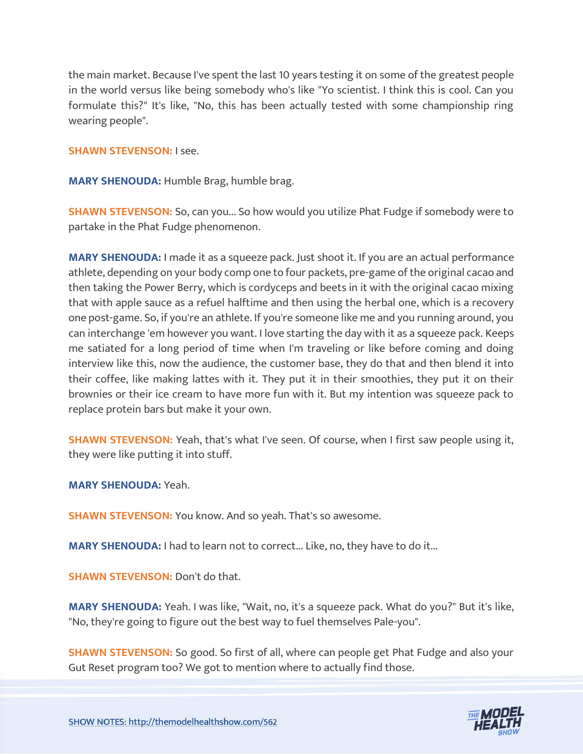the main market. Because I've spent the last 10 years testing it on some of the greatest people in the world versus like being somebody who's like "Yo scientist. I think this is cool. Can you formulate this?" It's like, "No, this has been actually tested with some championship ring wearing people".

**SHAWN STEVENSON:** I see.

**MARY SHENOUDA:** Humble Brag, humble brag.

**SHAWN STEVENSON:** So, can you... So how would you utilize Phat Fudge if somebody were to partake in the Phat Fudge phenomenon.

**MARY SHENOUDA:** I made it as a squeeze pack. Just shoot it. If you are an actual performance athlete, depending on your body comp one to four packets, pre-game of the original cacao and then taking the Power Berry, which is cordyceps and beets in it with the original cacao mixing that with apple sauce as a refuel halftime and then using the herbal one, which is a recovery one post-game. So, if you're an athlete. If you're someone like me and you running around, you can interchange 'em however you want. I love starting the day with it as a squeeze pack. Keeps me satiated for a long period of time when I'm traveling or like before coming and doing interview like this, now the audience, the customer base, they do that and then blend it into their coffee, like making lattes with it. They put it in their smoothies, they put it on their brownies or their ice cream to have more fun with it. But my intention was squeeze pack to replace protein bars but make it your own.

**SHAWN STEVENSON:** Yeah, that's what I've seen. Of course, when I first saw people using it, they were like putting it into stuff.

**MARY SHENOUDA:** Yeah.

**SHAWN STEVENSON:** You know. And so yeah. That's so awesome.

**MARY SHENOUDA:** I had to learn not to correct... Like, no, they have to do it...

**SHAWN STEVENSON:** Don't do that.

**MARY SHENOUDA:** Yeah. I was like, "Wait, no, it's a squeeze pack. What do you?" But it's like, "No, they're going to figure out the best way to fuel themselves Pale-you".

**SHAWN STEVENSON:** So good. So first of all, where can people get Phat Fudge and also your Gut Reset program too? We got to mention where to actually find those.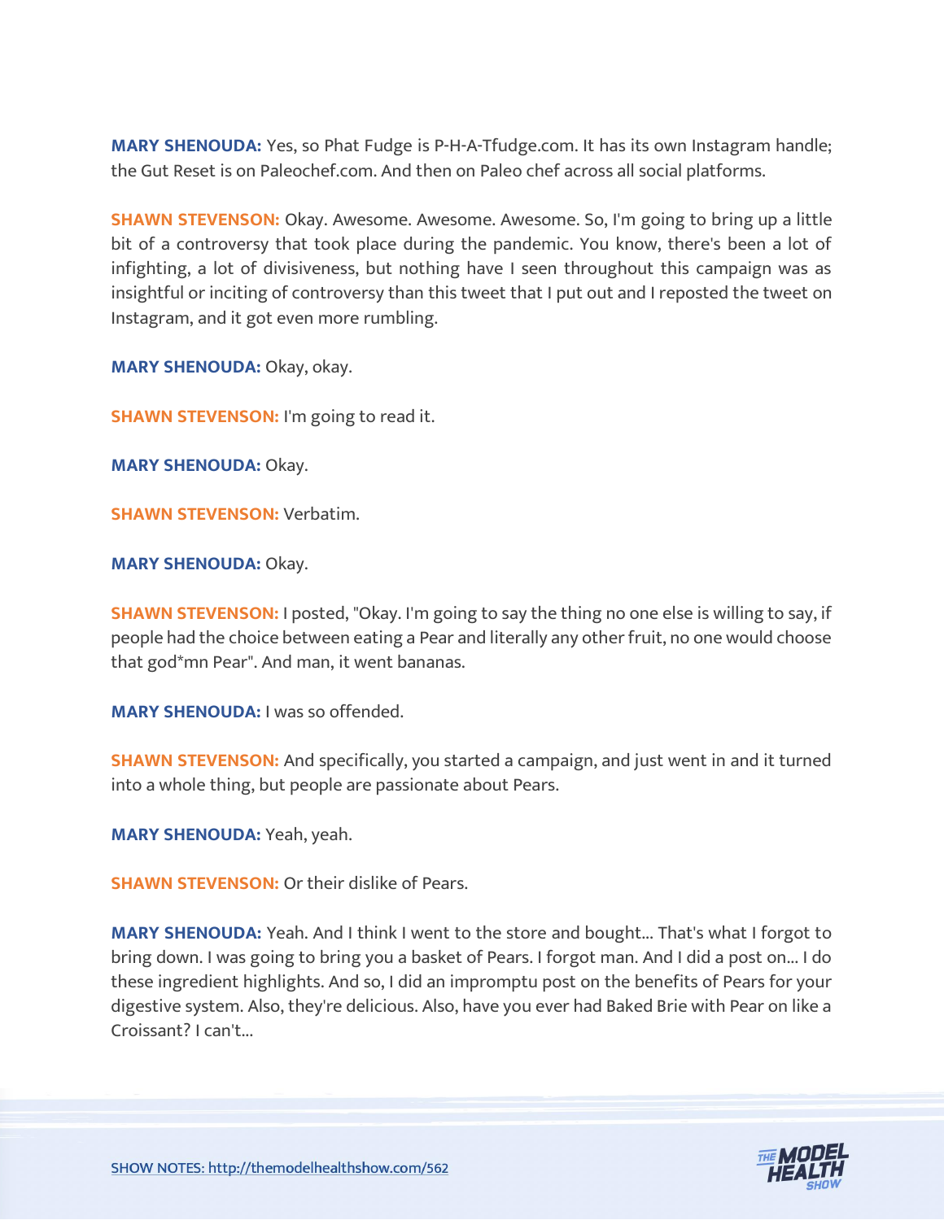**MARY SHENOUDA:** Yes, so Phat Fudge is P-H-A-Tfudge.com. It has its own Instagram handle; the Gut Reset is on Paleochef.com. And then on Paleo chef across all social platforms.

**SHAWN STEVENSON:** Okay. Awesome. Awesome. Awesome. So, I'm going to bring up a little bit of a controversy that took place during the pandemic. You know, there's been a lot of infighting, a lot of divisiveness, but nothing have I seen throughout this campaign was as insightful or inciting of controversy than this tweet that I put out and I reposted the tweet on Instagram, and it got even more rumbling.

**MARY SHENOUDA:** Okay, okay.

**SHAWN STEVENSON:** I'm going to read it.

**MARY SHENOUDA:** Okay.

**SHAWN STEVENSON:** Verbatim.

**MARY SHENOUDA:** Okay.

**SHAWN STEVENSON:** I posted, "Okay. I'm going to say the thing no one else is willing to say, if people had the choice between eating a Pear and literally any other fruit, no one would choose that god*mn Pear". And man, it went bananas.

**MARY SHENOUDA:** I was so offended.

**SHAWN STEVENSON:** And specifically, you started a campaign, and just went in and it turned into a whole thing, but people are passionate about Pears.

**MARY SHENOUDA:** Yeah, yeah.

**SHAWN STEVENSON:** Or their dislike of Pears.

**MARY SHENOUDA:** Yeah. And I think I went to the store and bought... That's what I forgot to bring down. I was going to bring you a basket of Pears. I forgot man. And I did a post on... I do these ingredient highlights. And so, I did an impromptu post on the benefits of Pears for your digestive system. Also, they're delicious. Also, have you ever had Baked Brie with Pear on like a Croissant? I can't...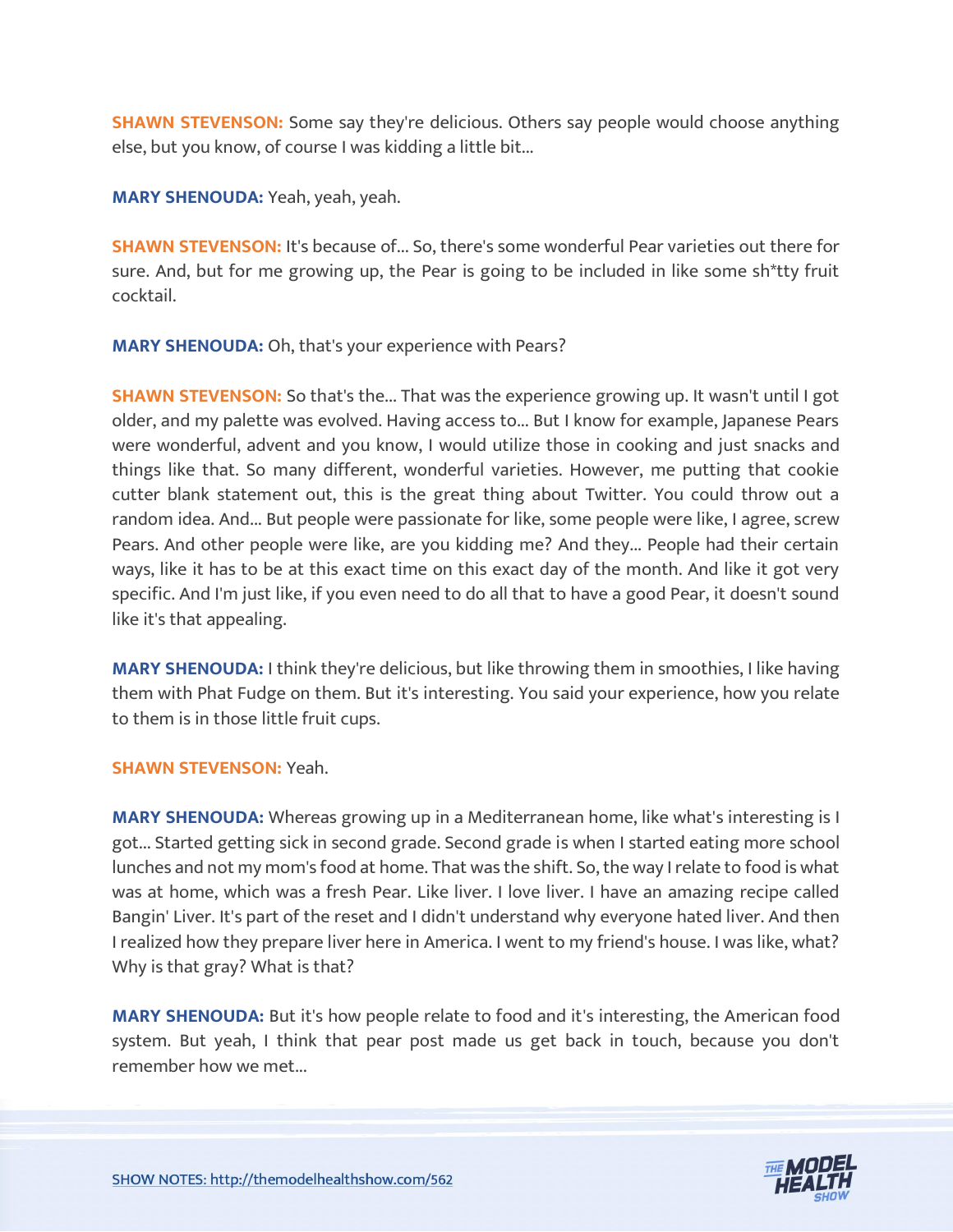**SHAWN STEVENSON:** Some say they're delicious. Others say people would choose anything else, but you know, of course I was kidding a little bit...

**MARY SHENOUDA:** Yeah, yeah, yeah.

**SHAWN STEVENSON:** It's because of... So, there's some wonderful Pear varieties out there for sure. And, but for me growing up, the Pear is going to be included in like some sh*tty fruit cocktail.

**MARY SHENOUDA:** Oh, that's your experience with Pears?

**SHAWN STEVENSON:** So that's the... That was the experience growing up. It wasn't until I got older, and my palette was evolved. Having access to... But I know for example, Japanese Pears were wonderful, advent and you know, I would utilize those in cooking and just snacks and things like that. So many different, wonderful varieties. However, me putting that cookie cutter blank statement out, this is the great thing about Twitter. You could throw out a random idea. And... But people were passionate for like, some people were like, I agree, screw Pears. And other people were like, are you kidding me? And they... People had their certain ways, like it has to be at this exact time on this exact day of the month. And like it got very specific. And I'm just like, if you even need to do all that to have a good Pear, it doesn't sound like it's that appealing.

**MARY SHENOUDA:** I think they're delicious, but like throwing them in smoothies, I like having them with Phat Fudge on them. But it's interesting. You said your experience, how you relate to them is in those little fruit cups.

**SHAWN STEVENSON:** Yeah.

**MARY SHENOUDA:** Whereas growing up in a Mediterranean home, like what's interesting is I got... Started getting sick in second grade. Second grade is when I started eating more school lunches and not my mom's food at home. That was the shift. So, the way I relate to food is what was at home, which was a fresh Pear. Like liver. I love liver. I have an amazing recipe called Bangin' Liver. It's part of the reset and I didn't understand why everyone hated liver. And then I realized how they prepare liver here in America. I went to my friend's house. I was like, what? Why is that gray? What is that?

**MARY SHENOUDA:** But it's how people relate to food and it's interesting, the American food system. But yeah, I think that pear post made us get back in touch, because you don't remember how we met...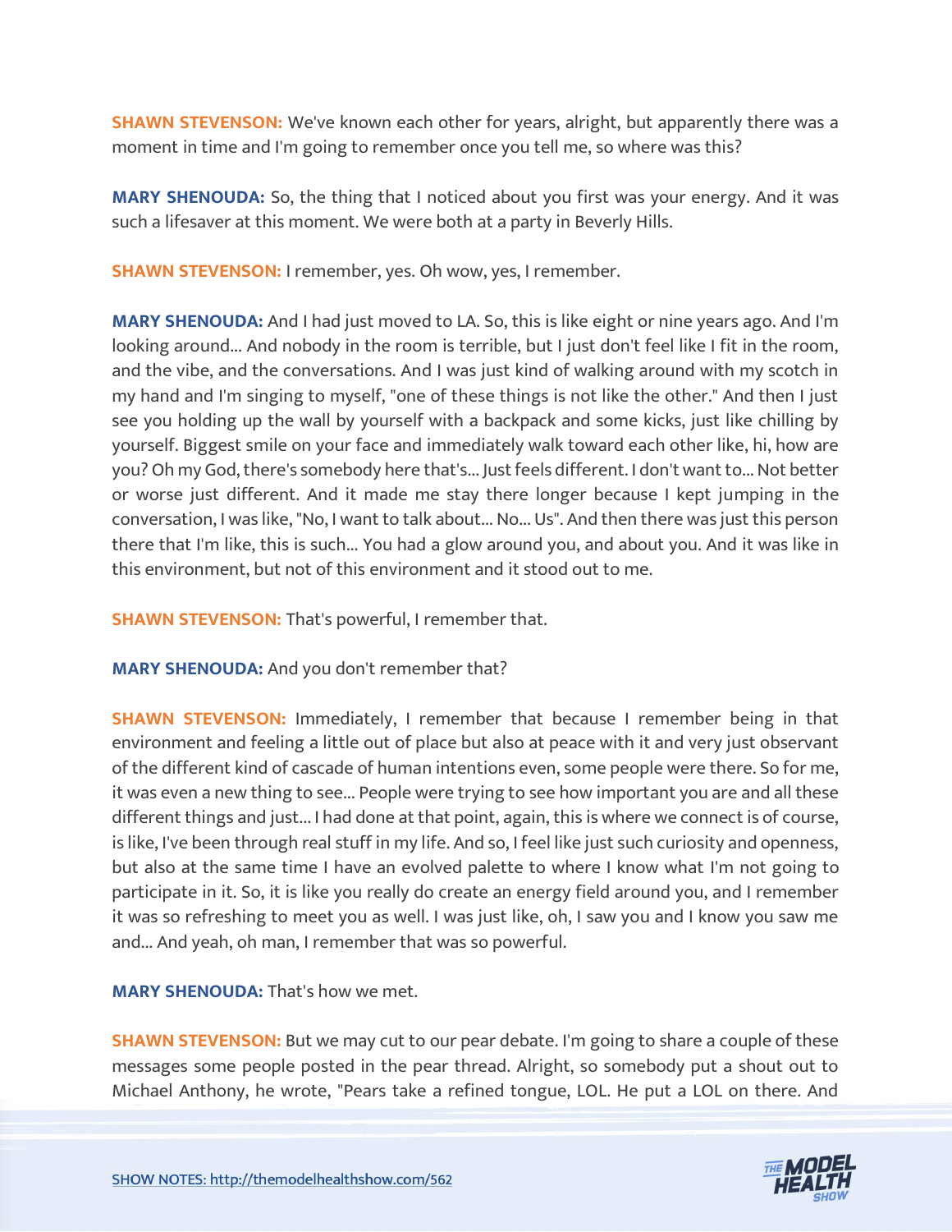**SHAWN STEVENSON:** We've known each other for years, alright, but apparently there was a moment in time and I'm going to remember once you tell me, so where was this?

**MARY SHENOUDA:** So, the thing that I noticed about you first was your energy. And it was such a lifesaver at this moment. We were both at a party in Beverly Hills.

**SHAWN STEVENSON:** I remember, yes. Oh wow, yes, I remember.

**MARY SHENOUDA:** And I had just moved to LA. So, this is like eight or nine years ago. And I'm looking around... And nobody in the room is terrible, but I just don't feel like I fit in the room, and the vibe, and the conversations. And I was just kind of walking around with my scotch in my hand and I'm singing to myself, "one of these things is not like the other." And then I just see you holding up the wall by yourself with a backpack and some kicks, just like chilling by yourself. Biggest smile on your face and immediately walk toward each other like, hi, how are you? Oh my God, there's somebody here that's... Just feels different. I don't want to... Not better or worse just different. And it made me stay there longer because I kept jumping in the conversation, I was like, "No, I want to talk about... No... Us". And then there was just this person there that I'm like, this is such... You had a glow around you, and about you. And it was like in this environment, but not of this environment and it stood out to me.

**SHAWN STEVENSON:** That's powerful, I remember that.

**MARY SHENOUDA:** And you don't remember that?

**SHAWN STEVENSON:** Immediately, I remember that because I remember being in that environment and feeling a little out of place but also at peace with it and very just observant of the different kind of cascade of human intentions even, some people were there. So for me, it was even a new thing to see... People were trying to see how important you are and all these different things and just... I had done at that point, again, this is where we connect is of course, is like, I've been through real stuff in my life. And so, I feel like just such curiosity and openness, but also at the same time I have an evolved palette to where I know what I'm not going to participate in it. So, it is like you really do create an energy field around you, and I remember it was so refreshing to meet you as well. I was just like, oh, I saw you and I know you saw me and... And yeah, oh man, I remember that was so powerful.

**MARY SHENOUDA:** That's how we met.

**SHAWN STEVENSON:** But we may cut to our pear debate. I'm going to share a couple of these messages some people posted in the pear thread. Alright, so somebody put a shout out to Michael Anthony, he wrote, "Pears take a refined tongue, LOL. He put a LOL on there. And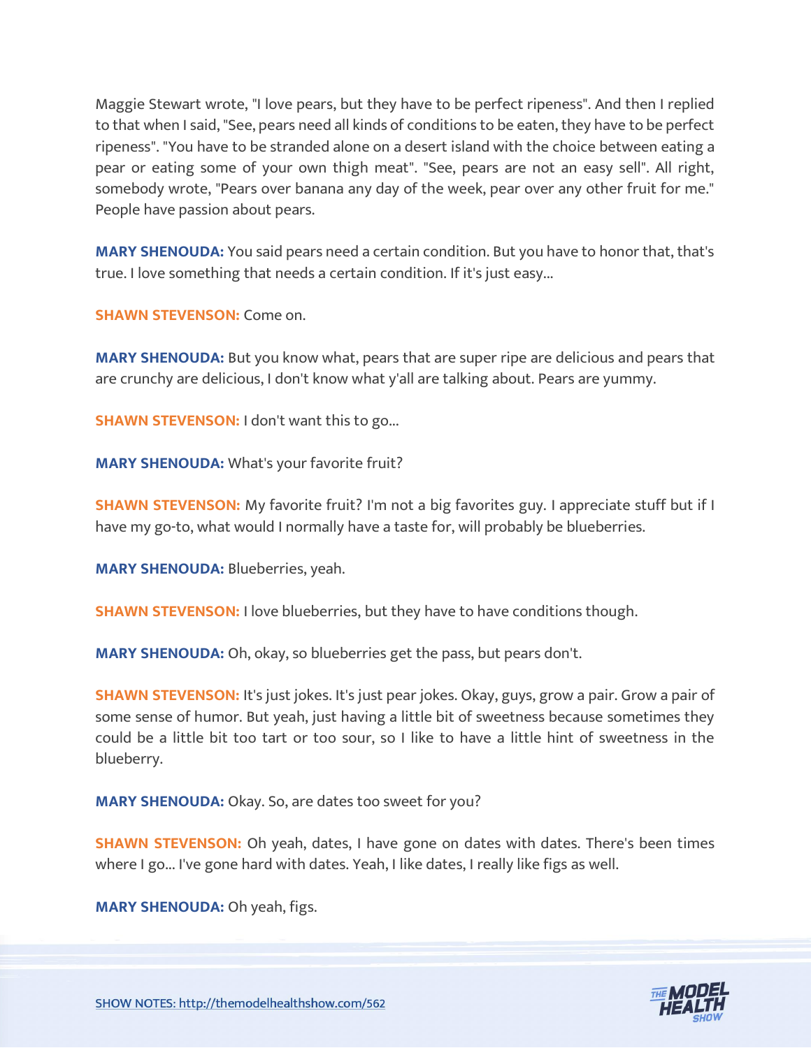Maggie Stewart wrote, "I love pears, but they have to be perfect ripeness". And then I replied to that when I said, "See, pears need all kinds of conditions to be eaten, they have to be perfect ripeness". "You have to be stranded alone on a desert island with the choice between eating a pear or eating some of your own thigh meat". "See, pears are not an easy sell". All right, somebody wrote, "Pears over banana any day of the week, pear over any other fruit for me." People have passion about pears.

**MARY SHENOUDA:** You said pears need a certain condition. But you have to honor that, that's true. I love something that needs a certain condition. If it's just easy...

**SHAWN STEVENSON:** Come on.

**MARY SHENOUDA:** But you know what, pears that are super ripe are delicious and pears that are crunchy are delicious, I don't know what y'all are talking about. Pears are yummy.

**SHAWN STEVENSON:** I don't want this to go...

**MARY SHENOUDA:** What's your favorite fruit?

**SHAWN STEVENSON:** My favorite fruit? I'm not a big favorites guy. I appreciate stuff but if I have my go-to, what would I normally have a taste for, will probably be blueberries.

**MARY SHENOUDA:** Blueberries, yeah.

**SHAWN STEVENSON:** I love blueberries, but they have to have conditions though.

**MARY SHENOUDA:** Oh, okay, so blueberries get the pass, but pears don't.

**SHAWN STEVENSON:** It's just jokes. It's just pear jokes. Okay, guys, grow a pair. Grow a pair of some sense of humor. But yeah, just having a little bit of sweetness because sometimes they could be a little bit too tart or too sour, so I like to have a little hint of sweetness in the blueberry.

**MARY SHENOUDA:** Okay. So, are dates too sweet for you?

**SHAWN STEVENSON:** Oh yeah, dates, I have gone on dates with dates. There's been times where I go... I've gone hard with dates. Yeah, I like dates, I really like figs as well.

**MARY SHENOUDA:** Oh yeah, figs.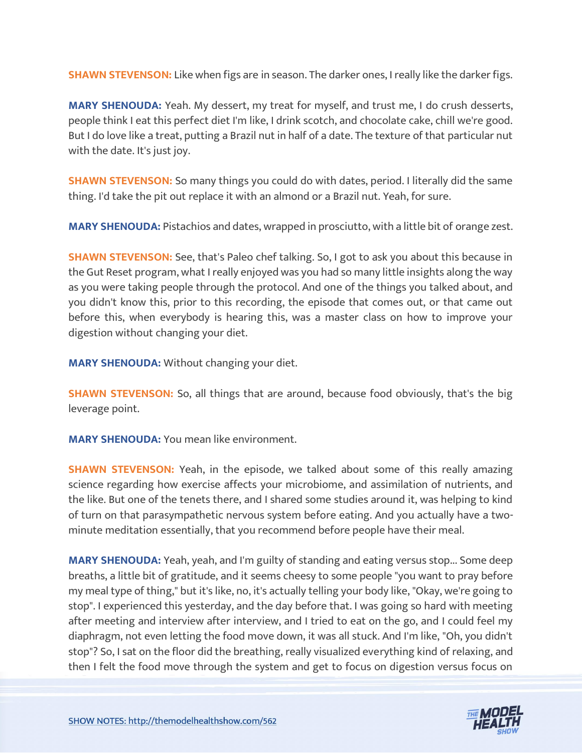**SHAWN STEVENSON:** Like when figs are in season. The darker ones, I really like the darker figs.

**MARY SHENOUDA:** Yeah. My dessert, my treat for myself, and trust me, I do crush desserts, people think I eat this perfect diet I'm like, I drink scotch, and chocolate cake, chill we're good. But I do love like a treat, putting a Brazil nut in half of a date. The texture of that particular nut with the date. It's just joy.

**SHAWN STEVENSON:** So many things you could do with dates, period. I literally did the same thing. I'd take the pit out replace it with an almond or a Brazil nut. Yeah, for sure.

**MARY SHENOUDA:** Pistachios and dates, wrapped in prosciutto, with a little bit of orange zest.

**SHAWN STEVENSON:** See, that's Paleo chef talking. So, I got to ask you about this because in the Gut Reset program, what I really enjoyed was you had so many little insights along the way as you were taking people through the protocol. And one of the things you talked about, and you didn't know this, prior to this recording, the episode that comes out, or that came out before this, when everybody is hearing this, was a master class on how to improve your digestion without changing your diet.

**MARY SHENOUDA:** Without changing your diet.

**SHAWN STEVENSON:** So, all things that are around, because food obviously, that's the big leverage point.

**MARY SHENOUDA:** You mean like environment.

**SHAWN STEVENSON:** Yeah, in the episode, we talked about some of this really amazing science regarding how exercise affects your microbiome, and assimilation of nutrients, and the like. But one of the tenets there, and I shared some studies around it, was helping to kind of turn on that parasympathetic nervous system before eating. And you actually have a two-minute meditation essentially, that you recommend before people have their meal.

**MARY SHENOUDA:** Yeah, yeah, and I'm guilty of standing and eating versus stop... Some deep breaths, a little bit of gratitude, and it seems cheesy to some people "you want to pray before my meal type of thing," but it's like, no, it's actually telling your body like, "Okay, we're going to stop". I experienced this yesterday, and the day before that. I was going so hard with meeting after meeting and interview after interview, and I tried to eat on the go, and I could feel my diaphragm, not even letting the food move down, it was all stuck. And I'm like, "Oh, you didn't stop"? So, I sat on the floor did the breathing, really visualized everything kind of relaxing, and then I felt the food move through the system and get to focus on digestion versus focus on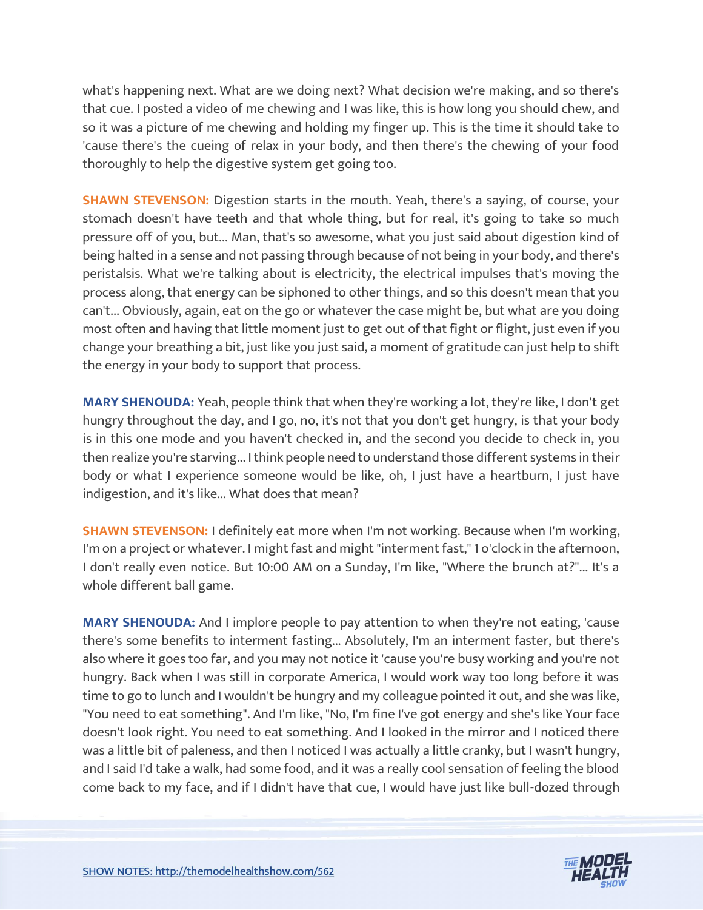what's happening next. What are we doing next? What decision we're making, and so there's that cue. I posted a video of me chewing and I was like, this is how long you should chew, and so it was a picture of me chewing and holding my finger up. This is the time it should take to 'cause there's the cueing of relax in your body, and then there's the chewing of your food thoroughly to help the digestive system get going too.

**SHAWN STEVENSON:** Digestion starts in the mouth. Yeah, there's a saying, of course, your stomach doesn't have teeth and that whole thing, but for real, it's going to take so much pressure off of you, but... Man, that's so awesome, what you just said about digestion kind of being halted in a sense and not passing through because of not being in your body, and there's peristalsis. What we're talking about is electricity, the electrical impulses that's moving the process along, that energy can be siphoned to other things, and so this doesn't mean that you can't... Obviously, again, eat on the go or whatever the case might be, but what are you doing most often and having that little moment just to get out of that fight or flight, just even if you change your breathing a bit, just like you just said, a moment of gratitude can just help to shift the energy in your body to support that process.

**MARY SHENOUDA:** Yeah, people think that when they're working a lot, they're like, I don't get hungry throughout the day, and I go, no, it's not that you don't get hungry, is that your body is in this one mode and you haven't checked in, and the second you decide to check in, you then realize you're starving... I think people need to understand those different systems in their body or what I experience someone would be like, oh, I just have a heartburn, I just have indigestion, and it's like... What does that mean?

**SHAWN STEVENSON:** I definitely eat more when I'm not working. Because when I'm working, I'm on a project or whatever. I might fast and might "interment fast," 1 o'clock in the afternoon, I don't really even notice. But 10:00 AM on a Sunday, I'm like, "Where the brunch at?"... It's a whole different ball game.

**MARY SHENOUDA:** And I implore people to pay attention to when they're not eating, 'cause there's some benefits to interment fasting... Absolutely, I'm an interment faster, but there's also where it goes too far, and you may not notice it 'cause you're busy working and you're not hungry. Back when I was still in corporate America, I would work way too long before it was time to go to lunch and I wouldn't be hungry and my colleague pointed it out, and she was like, "You need to eat something". And I'm like, "No, I'm fine I've got energy and she's like Your face doesn't look right. You need to eat something. And I looked in the mirror and I noticed there was a little bit of paleness, and then I noticed I was actually a little cranky, but I wasn't hungry, and I said I'd take a walk, had some food, and it was a really cool sensation of feeling the blood come back to my face, and if I didn't have that cue, I would have just like bull-dozed through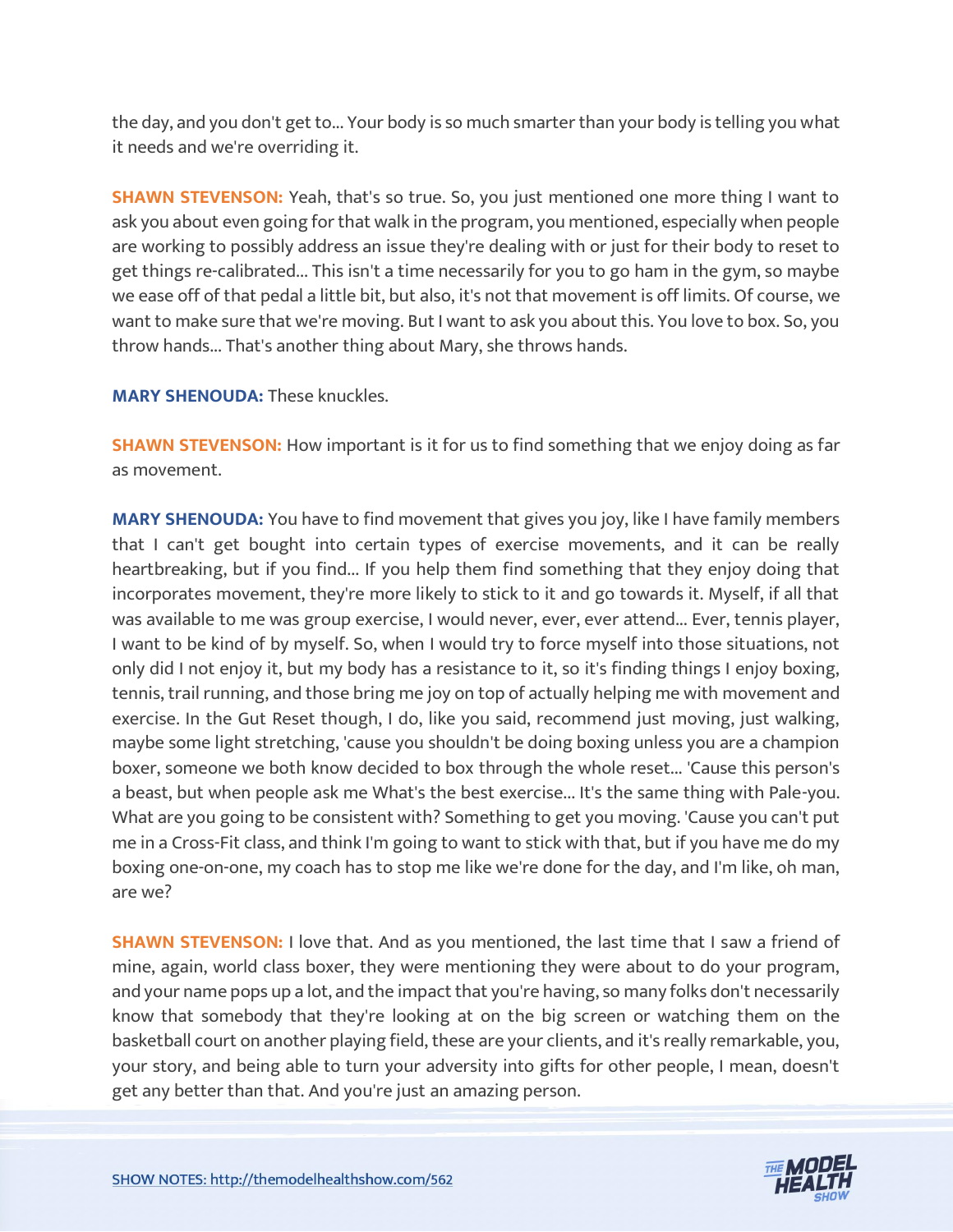the day, and you don't get to... Your body is so much smarter than your body is telling you what it needs and we're overriding it.

**SHAWN STEVENSON:** Yeah, that's so true. So, you just mentioned one more thing I want to ask you about even going for that walk in the program, you mentioned, especially when people are working to possibly address an issue they're dealing with or just for their body to reset to get things re-calibrated... This isn't a time necessarily for you to go ham in the gym, so maybe we ease off of that pedal a little bit, but also, it's not that movement is off limits. Of course, we want to make sure that we're moving. But I want to ask you about this. You love to box. So, you throw hands... That's another thing about Mary, she throws hands.

**MARY SHENOUDA:** These knuckles.

**SHAWN STEVENSON:** How important is it for us to find something that we enjoy doing as far as movement.

**MARY SHENOUDA:** You have to find movement that gives you joy, like I have family members that I can't get bought into certain types of exercise movements, and it can be really heartbreaking, but if you find... If you help them find something that they enjoy doing that incorporates movement, they're more likely to stick to it and go towards it. Myself, if all that was available to me was group exercise, I would never, ever, ever attend... Ever, tennis player, I want to be kind of by myself. So, when I would try to force myself into those situations, not only did I not enjoy it, but my body has a resistance to it, so it's finding things I enjoy boxing, tennis, trail running, and those bring me joy on top of actually helping me with movement and exercise. In the Gut Reset though, I do, like you said, recommend just moving, just walking, maybe some light stretching, 'cause you shouldn't be doing boxing unless you are a champion boxer, someone we both know decided to box through the whole reset... 'Cause this person's a beast, but when people ask me What's the best exercise... It's the same thing with Pale-you. What are you going to be consistent with? Something to get you moving. 'Cause you can't put me in a Cross-Fit class, and think I'm going to want to stick with that, but if you have me do my boxing one-on-one, my coach has to stop me like we're done for the day, and I'm like, oh man, are we?

**SHAWN STEVENSON:** I love that. And as you mentioned, the last time that I saw a friend of mine, again, world class boxer, they were mentioning they were about to do your program, and your name pops up a lot, and the impact that you're having, so many folks don't necessarily know that somebody that they're looking at on the big screen or watching them on the basketball court on another playing field, these are your clients, and it's really remarkable, you, your story, and being able to turn your adversity into gifts for other people, I mean, doesn't get any better than that. And you're just an amazing person.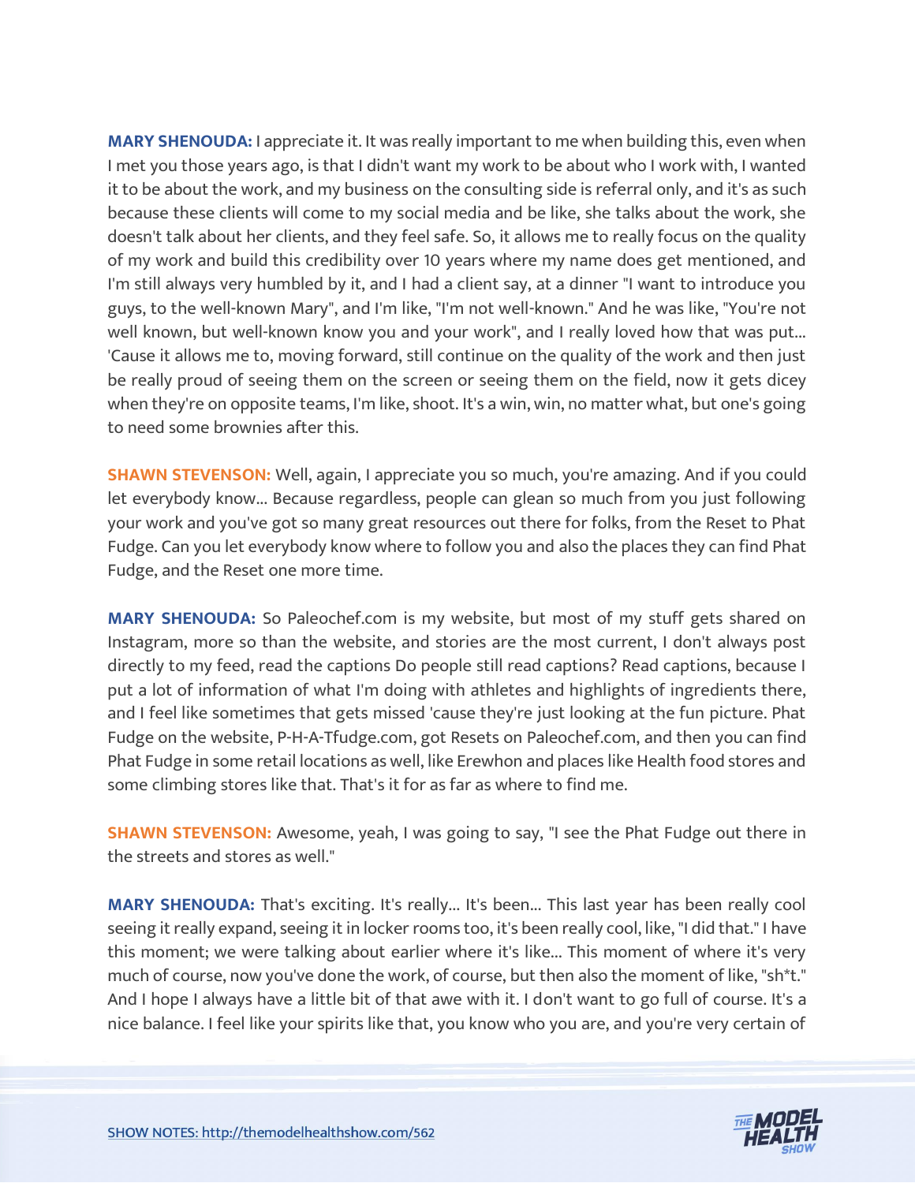**MARY SHENOUDA:** I appreciate it. It was really important to me when building this, even when I met you those years ago, is that I didn't want my work to be about who I work with, I wanted it to be about the work, and my business on the consulting side is referral only, and it's as such because these clients will come to my social media and be like, she talks about the work, she doesn't talk about her clients, and they feel safe. So, it allows me to really focus on the quality of my work and build this credibility over 10 years where my name does get mentioned, and I'm still always very humbled by it, and I had a client say, at a dinner "I want to introduce you guys, to the well-known Mary", and I'm like, "I'm not well-known." And he was like, "You're not well known, but well-known know you and your work", and I really loved how that was put... 'Cause it allows me to, moving forward, still continue on the quality of the work and then just be really proud of seeing them on the screen or seeing them on the field, now it gets dicey when they're on opposite teams, I'm like, shoot. It's a win, win, no matter what, but one's going to need some brownies after this.

**SHAWN STEVENSON:** Well, again, I appreciate you so much, you're amazing. And if you could let everybody know... Because regardless, people can glean so much from you just following your work and you've got so many great resources out there for folks, from the Reset to Phat Fudge. Can you let everybody know where to follow you and also the places they can find Phat Fudge, and the Reset one more time.

**MARY SHENOUDA:** So Paleochef.com is my website, but most of my stuff gets shared on Instagram, more so than the website, and stories are the most current, I don't always post directly to my feed, read the captions Do people still read captions? Read captions, because I put a lot of information of what I'm doing with athletes and highlights of ingredients there, and I feel like sometimes that gets missed 'cause they're just looking at the fun picture. Phat Fudge on the website, P-H-A-Tfudge.com, got Resets on Paleochef.com, and then you can find Phat Fudge in some retail locations as well, like Erewhon and places like Health food stores and some climbing stores like that. That's it for as far as where to find me.

**SHAWN STEVENSON:** Awesome, yeah, I was going to say, "I see the Phat Fudge out there in the streets and stores as well."

**MARY SHENOUDA:** That's exciting. It's really... It's been... This last year has been really cool seeing it really expand, seeing it in locker rooms too, it's been really cool, like, "I did that." I have this moment; we were talking about earlier where it's like... This moment of where it's very much of course, now you've done the work, of course, but then also the moment of like, "sh*t." And I hope I always have a little bit of that awe with it. I don't want to go full of course. It's a nice balance. I feel like your spirits like that, you know who you are, and you're very certain of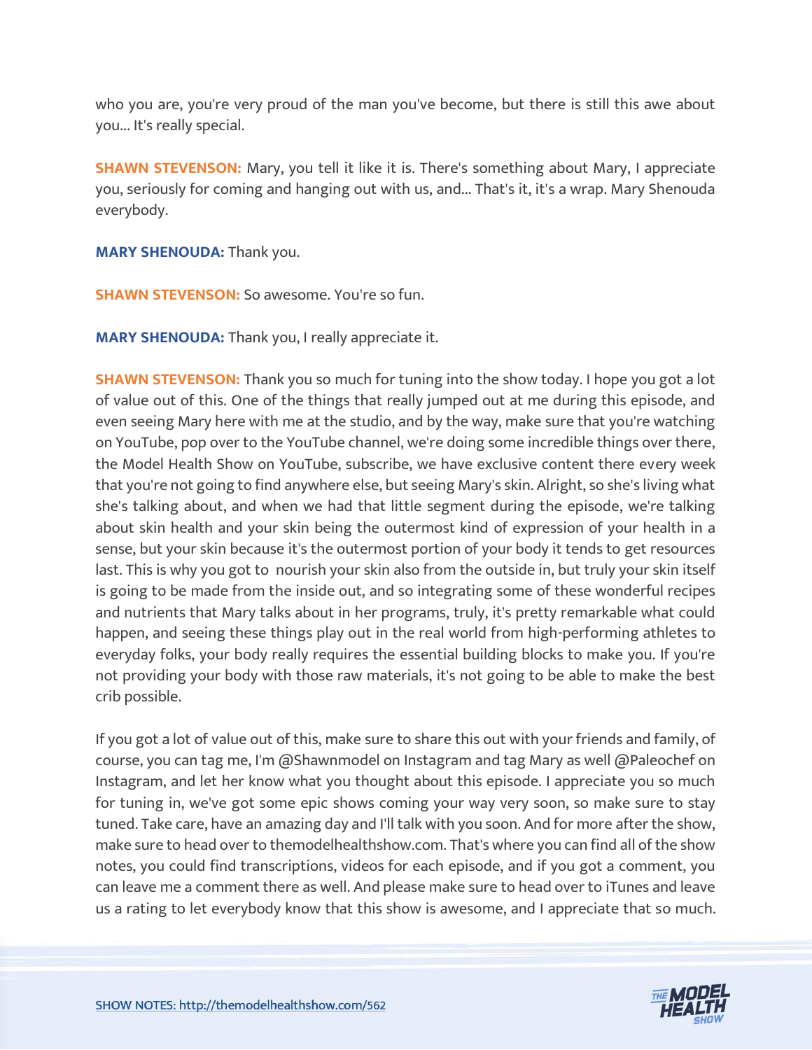who you are, you're very proud of the man you've become, but there is still this awe about you... It's really special.

**SHAWN STEVENSON:** Mary, you tell it like it is. There's something about Mary, I appreciate you, seriously for coming and hanging out with us, and... That's it, it's a wrap. Mary Shenouda everybody.

**MARY SHENOUDA:** Thank you.

**SHAWN STEVENSON:** So awesome. You're so fun.

**MARY SHENOUDA:** Thank you, I really appreciate it.

**SHAWN STEVENSON:** Thank you so much for tuning into the show today. I hope you got a lot of value out of this. One of the things that really jumped out at me during this episode, and even seeing Mary here with me at the studio, and by the way, make sure that you're watching on YouTube, pop over to the YouTube channel, we're doing some incredible things over there, the Model Health Show on YouTube, subscribe, we have exclusive content there every week that you're not going to find anywhere else, but seeing Mary's skin. Alright, so she's living what she's talking about, and when we had that little segment during the episode, we're talking about skin health and your skin being the outermost kind of expression of your health in a sense, but your skin because it's the outermost portion of your body it tends to get resources last. This is why you got to nourish your skin also from the outside in, but truly your skin itself is going to be made from the inside out, and so integrating some of these wonderful recipes and nutrients that Mary talks about in her programs, truly, it's pretty remarkable what could happen, and seeing these things play out in the real world from high-performing athletes to everyday folks, your body really requires the essential building blocks to make you. If you're not providing your body with those raw materials, it's not going to be able to make the best crib possible.

If you got a lot of value out of this, make sure to share this out with your friends and family, of course, you can tag me, I'm @Shawnmodel on Instagram and tag Mary as well @Paleochef on Instagram, and let her know what you thought about this episode. I appreciate you so much for tuning in, we've got some epic shows coming your way very soon, so make sure to stay tuned. Take care, have an amazing day and I'll talk with you soon. And for more after the show, make sure to head over to themodelhealthshow.com. That's where you can find all of the show notes, you could find transcriptions, videos for each episode, and if you got a comment, you can leave me a comment there as well. And please make sure to head over to iTunes and leave us a rating to let everybody know that this show is awesome, and I appreciate that so much.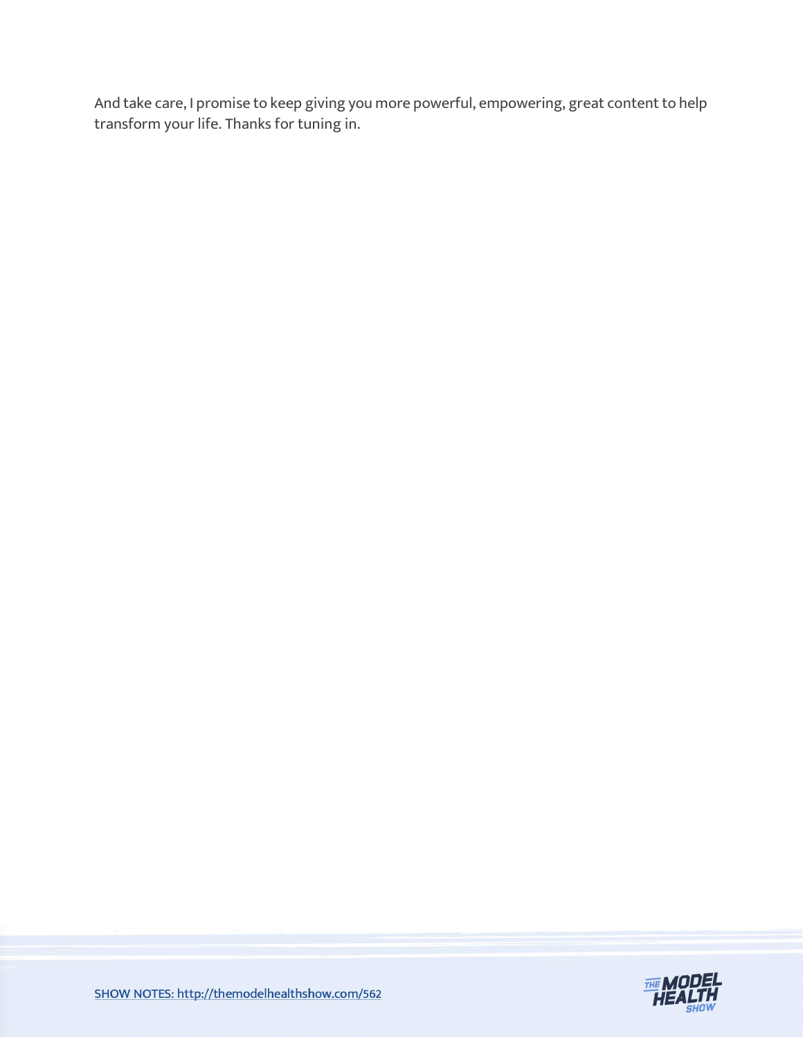And take care, I promise to keep giving you more powerful, empowering, great content to help transform your life. Thanks for tuning in.